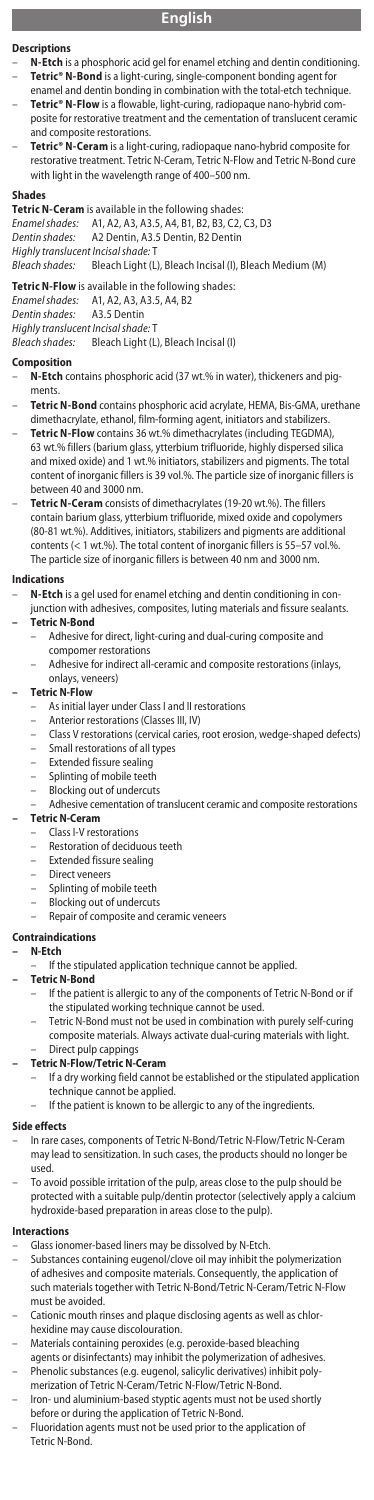# English

## Descriptions

- **N-Etch** is a phosphoric acid gel for enamel etching and dentin conditioning.
- **Tetric® N-Bond** is a light-curing, single-component bonding agent for enamel and dentin bonding in combination with the total-etch technique.
- **Tetric® N-Flow** is a flowable, light-curing, radiopaque nano-hybrid composite for restorative treatment and the cementation of translucent ceramic and composite restorations.
- **Tetric® N-Ceram** is a light-curing, radiopaque nano-hybrid composite for restorative treatment. Tetric N-Ceram, Tetric N-Flow and Tetric N-Bond cure with light in the wavelength range of 400–500 nm.

## Shades

**Tetric N-Ceram** is available in the following shades:

*Enamel shades:* A1, A2, A3, A3.5, A4, B1, B2, B3, C2, C3, D3
*Dentin shades:* A2 Dentin, A3.5 Dentin, B2 Dentin
*Highly translucent Incisal shade:* T
*Bleach shades:* Bleach Light (L), Bleach Incisal (I), Bleach Medium (M)

**Tetric N-Flow** is available in the following shades:

*Enamel shades:* A1, A2, A3, A3.5, A4, B2
*Dentin shades:* A3.5 Dentin
*Highly translucent Incisal shade:* T
*Bleach shades:* Bleach Light (L), Bleach Incisal (I)

## Composition

- **N-Etch** contains phosphoric acid (37 wt.% in water), thickeners and pigments.
- **Tetric N-Bond** contains phosphoric acid acrylate, HEMA, Bis-GMA, urethane dimethacrylate, ethanol, film-forming agent, initiators and stabilizers.
- **Tetric N-Flow** contains 36 wt.% dimethacrylates (including TEGDMA), 63 wt.% fillers (barium glass, ytterbium trifluoride, highly dispersed silica and mixed oxide) and 1 wt.% initiators, stabilizers and pigments. The total content of inorganic fillers is 39 vol.%. The particle size of inorganic fillers is between 40 and 3000 nm.
- **Tetric N-Ceram** consists of dimethacrylates (19-20 wt.%). The fillers contain barium glass, ytterbium trifluoride, mixed oxide and copolymers (80-81 wt.%). Additives, initiators, stabilizers and pigments are additional contents (< 1 wt.%). The total content of inorganic fillers is 55–57 vol.%. The particle size of inorganic fillers is between 40 nm and 3000 nm.

## Indications

- **N-Etch** is a gel used for enamel etching and dentin conditioning in conjunction with adhesives, composites, luting materials and fissure sealants.
- **Tetric N-Bond**
  - Adhesive for direct, light-curing and dual-curing composite and compomer restorations
  - Adhesive for indirect all-ceramic and composite restorations (inlays, onlays, veneers)
- **Tetric N-Flow**
  - As initial layer under Class I and II restorations
  - Anterior restorations (Classes III, IV)
  - Class V restorations (cervical caries, root erosion, wedge-shaped defects)
  - Small restorations of all types
  - Extended fissure sealing
  - Splinting of mobile teeth
  - Blocking out of undercuts
  - Adhesive cementation of translucent ceramic and composite restorations
- **Tetric N-Ceram**
  - Class I-V restorations
  - Restoration of deciduous teeth
  - Extended fissure sealing
  - Direct veneers
  - Splinting of mobile teeth
  - Blocking out of undercuts
  - Repair of composite and ceramic veneers

## Contraindications

- **N-Etch**
  - If the stipulated application technique cannot be applied.
- **Tetric N-Bond**
  - If the patient is allergic to any of the components of Tetric N-Bond or if the stipulated working technique cannot be used.
  - Tetric N-Bond must not be used in combination with purely self-curing composite materials. Always activate dual-curing materials with light.
  - Direct pulp cappings
- **Tetric N-Flow/Tetric N-Ceram**
  - If a dry working field cannot be established or the stipulated application technique cannot be applied.
  - If the patient is known to be allergic to any of the ingredients.

## Side effects

- In rare cases, components of Tetric N-Bond/Tetric N-Flow/Tetric N-Ceram may lead to sensitization. In such cases, the products should no longer be used.
- To avoid possible irritation of the pulp, areas close to the pulp should be protected with a suitable pulp/dentin protector (selectively apply a calcium hydroxide-based preparation in areas close to the pulp).

## Interactions

- Glass ionomer-based liners may be dissolved by N-Etch.
- Substances containing eugenol/clove oil may inhibit the polymerization of adhesives and composite materials. Consequently, the application of such materials together with Tetric N-Bond/Tetric N-Ceram/Tetric N-Flow must be avoided.
- Cationic mouth rinses and plaque disclosing agents as well as chlorhexidine may cause discolouration.
- Materials containing peroxides (e.g. peroxide-based bleaching agents or disinfectants) may inhibit the polymerization of adhesives.
- Phenolic substances (e.g. eugenol, salicylic derivatives) inhibit polymerization of Tetric N-Ceram/Tetric N-Flow/Tetric N-Bond.
- Iron- und aluminium-based styptic agents must not be used shortly before or during the application of Tetric N-Bond.
- Fluoridation agents must not be used prior to the application of Tetric N-Bond.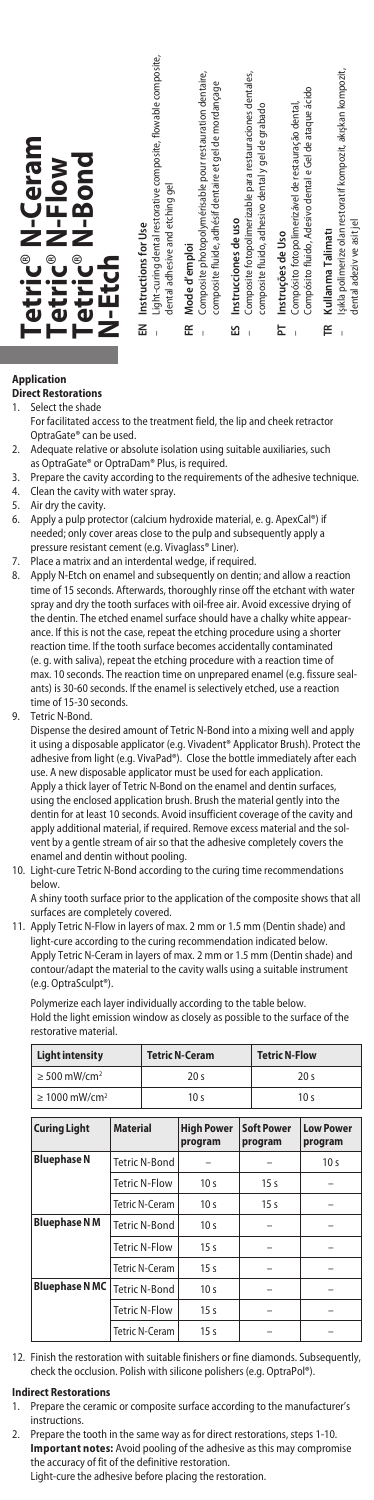# Tetric® N-Ceram
# Tetric® N-Flow
# Tetric® N-Bond
# N-Etch

**EN Instructions for Use**
– Light-curing dental restorative composite, flowable composite, dental adhesive and etching gel

**FR Mode d'emploi**
– Composite photopolymérisable pour restauration dentaire, composite fluide, adhésif dentaire et gel de mordançage

**ES Instrucciones de uso**
– Composite fotopolimerizable para restauraciones dentales, composite fluido, adhesivo dental y gel de grabado

**PT Instruções de Uso**
– Compósito fotopolimerizável de restauração dental, Compósito fluido, Adesivo dental e Gel de ataque ácido

**TR Kullanma Talimatı**
– Işıkla polimerize olan restoratif kompozit, akışkan kompozit, dental adeziv ve asit jel

## Application

### Direct Restorations

1. Select the shade
   For facilitated access to the treatment field, the lip and cheek retractor OptraGate® can be used.
2. Adequate relative or absolute isolation using suitable auxiliaries, such as OptraGate® or OptraDam® Plus, is required.
3. Prepare the cavity according to the requirements of the adhesive technique.
4. Clean the cavity with water spray.
5. Air dry the cavity.
6. Apply a pulp protector (calcium hydroxide material, e. g. ApexCal®) if needed; only cover areas close to the pulp and subsequently apply a pressure resistant cement (e.g. Vivaglass® Liner).
7. Place a matrix and an interdental wedge, if required.
8. Apply N-Etch on enamel and subsequently on dentin; and allow a reaction time of 15 seconds. Afterwards, thoroughly rinse off the etchant with water spray and dry the tooth surfaces with oil-free air. Avoid excessive drying of the dentin. The etched enamel surface should have a chalky white appearance. If this is not the case, repeat the etching procedure using a shorter reaction time. If the tooth surface becomes accidentally contaminated (e. g. with saliva), repeat the etching procedure with a reaction time of max. 10 seconds. The reaction time on unprepared enamel (e.g. fissure sealants) is 30-60 seconds. If the enamel is selectively etched, use a reaction time of 15-30 seconds.
9. Tetric N-Bond.
   Dispense the desired amount of Tetric N-Bond into a mixing well and apply it using a disposable applicator (e.g. Vivadent® Applicator Brush). Protect the adhesive from light (e.g. VivaPad®). Close the bottle immediately after each use. A new disposable applicator must be used for each application. Apply a thick layer of Tetric N-Bond on the enamel and dentin surfaces, using the enclosed application brush. Brush the material gently into the dentin for at least 10 seconds. Avoid insufficient coverage of the cavity and apply additional material, if required. Remove excess material and the solvent by a gentle stream of air so that the adhesive completely covers the enamel and dentin without pooling.
10. Light-cure Tetric N-Bond according to the curing time recommendations below.
    A shiny tooth surface prior to the application of the composite shows that all surfaces are completely covered.
11. Apply Tetric N-Flow in layers of max. 2 mm or 1.5 mm (Dentin shade) and light-cure according to the curing recommendation indicated below.
    Apply Tetric N-Ceram in layers of max. 2 mm or 1.5 mm (Dentin shade) and contour/adapt the material to the cavity walls using a suitable instrument (e.g. OptraSculpt®).

    Polymerize each layer individually according to the table below.
    Hold the light emission window as closely as possible to the surface of the restorative material.

| Light intensity | Tetric N-Ceram | Tetric N-Flow |
| --- | --- | --- |
| ≥ 500 mW/cm² | 20 s | 20 s |
| ≥ 1000 mW/cm² | 10 s | 10 s |

| Curing Light | Material | High Power program | Soft Power program | Low Power program |
| --- | --- | --- | --- | --- |
| Bluephase N | Tetric N-Bond | – | – | 10 s |
| | Tetric N-Flow | 10 s | 15 s | – |
| | Tetric N-Ceram | 10 s | 15 s | – |
| Bluephase N M | Tetric N-Bond | 10 s | – | – |
| | Tetric N-Flow | 15 s | – | – |
| | Tetric N-Ceram | 15 s | – | – |
| Bluephase N MC | Tetric N-Bond | 10 s | – | – |
| | Tetric N-Flow | 15 s | – | – |
| | Tetric N-Ceram | 15 s | – | – |

12. Finish the restoration with suitable finishers or fine diamonds. Subsequently, check the occlusion. Polish with silicone polishers (e.g. OptraPol®).

### Indirect Restorations

1. Prepare the ceramic or composite surface according to the manufacturer's instructions.
2. Prepare the tooth in the same way as for direct restorations, steps 1-10.
   **Important notes:** Avoid pooling of the adhesive as this may compromise the accuracy of fit of the definitive restoration.
   Light-cure the adhesive before placing the restoration.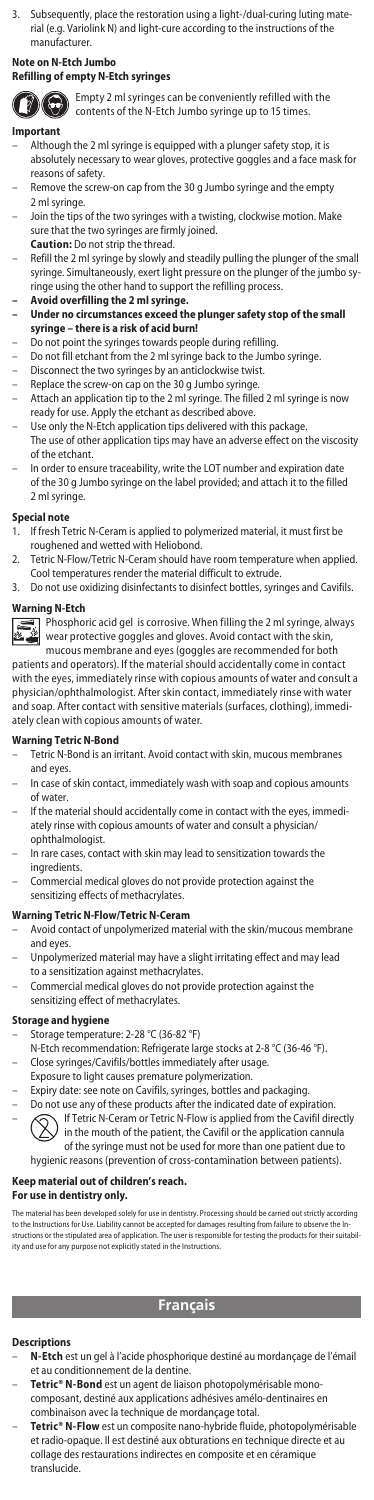3. Subsequently, place the restoration using a light-/dual-curing luting material (e.g. Variolink N) and light-cure according to the instructions of the manufacturer.

## Note on N-Etch Jumbo

### Refilling of empty N-Etch syringes

Empty 2 ml syringes can be conveniently refilled with the contents of the N-Etch Jumbo syringe up to 15 times.

### Important

- Although the 2 ml syringe is equipped with a plunger safety stop, it is absolutely necessary to wear gloves, protective goggles and a face mask for reasons of safety.
- Remove the screw-on cap from the 30 g Jumbo syringe and the empty 2 ml syringe.
- Join the tips of the two syringes with a twisting, clockwise motion. Make sure that the two syringes are firmly joined.
  **Caution:** Do not strip the thread.
- Refill the 2 ml syringe by slowly and steadily pulling the plunger of the small syringe. Simultaneously, exert light pressure on the plunger of the jumbo syringe using the other hand to support the refilling process.
- **Avoid overfilling the 2 ml syringe.**
- **Under no circumstances exceed the plunger safety stop of the small syringe – there is a risk of acid burn!**
- Do not point the syringes towards people during refilling.
- Do not fill etchant from the 2 ml syringe back to the Jumbo syringe.
- Disconnect the two syringes by an anticlockwise twist.
- Replace the screw-on cap on the 30 g Jumbo syringe.
- Attach an application tip to the 2 ml syringe. The filled 2 ml syringe is now ready for use. Apply the etchant as described above.
- Use only the N-Etch application tips delivered with this package. The use of other application tips may have an adverse effect on the viscosity of the etchant.
- In order to ensure traceability, write the LOT number and expiration date of the 30 g Jumbo syringe on the label provided; and attach it to the filled 2 ml syringe.

### Special note

1. If fresh Tetric N-Ceram is applied to polymerized material, it must first be roughened and wetted with Heliobond.
2. Tetric N-Flow/Tetric N-Ceram should have room temperature when applied. Cool temperatures render the material difficult to extrude.
3. Do not use oxidizing disinfectants to disinfect bottles, syringes and Cavifils.

### Warning N-Etch

Phosphoric acid gel is corrosive. When filling the 2 ml syringe, always wear protective goggles and gloves. Avoid contact with the skin, mucous membrane and eyes (goggles are recommended for both patients and operators). If the material should accidentally come in contact with the eyes, immediately rinse with copious amounts of water and consult a physician/ophthalmologist. After skin contact, immediately rinse with water and soap. After contact with sensitive materials (surfaces, clothing), immediately clean with copious amounts of water.

### Warning Tetric N-Bond

- Tetric N-Bond is an irritant. Avoid contact with skin, mucous membranes and eyes.
- In case of skin contact, immediately wash with soap and copious amounts of water.
- If the material should accidentally come in contact with the eyes, immediately rinse with copious amounts of water and consult a physician/ophthalmologist.
- In rare cases, contact with skin may lead to sensitization towards the ingredients.
- Commercial medical gloves do not provide protection against the sensitizing effects of methacrylates.

### Warning Tetric N-Flow/Tetric N-Ceram

- Avoid contact of unpolymerized material with the skin/mucous membrane and eyes.
- Unpolymerized material may have a slight irritating effect and may lead to a sensitization against methacrylates.
- Commercial medical gloves do not provide protection against the sensitizing effect of methacrylates.

### Storage and hygiene

- Storage temperature: 2-28 °C (36-82 °F)
  N-Etch recommendation: Refrigerate large stocks at 2-8 °C (36-46 °F).
- Close syringes/Cavifils/bottles immediately after usage.
  Exposure to light causes premature polymerization.
- Expiry date: see note on Cavifils, syringes, bottles and packaging.
- Do not use any of these products after the indicated date of expiration.
- If Tetric N-Ceram or Tetric N-Flow is applied from the Cavifil directly in the mouth of the patient, the Cavifil or the application cannula of the syringe must not be used for more than one patient due to hygienic reasons (prevention of cross-contamination between patients).

**Keep material out of children's reach.**
**For use in dentistry only.**

The material has been developed solely for use in dentistry. Processing should be carried out strictly according to the Instructions for Use. Liability cannot be accepted for damages resulting from failure to observe the Instructions or the stipulated area of application. The user is responsible for testing the products for their suitability and use for any purpose not explicitly stated in the Instructions.

# Français

### Descriptions

- **N-Etch** est un gel à l'acide phosphorique destiné au mordançage de l'émail et au conditionnement de la dentine.
- **Tetric® N-Bond** est un agent de liaison photopolymérisable monocomposant, destiné aux applications adhésives amélo-dentinaires en combinaison avec la technique de mordançage total.
- **Tetric® N-Flow** est un composite nano-hybride fluide, photopolymérisable et radio-opaque. Il est destiné aux obturations en technique directe et au collage des restaurations indirectes en composite et en céramique translucide.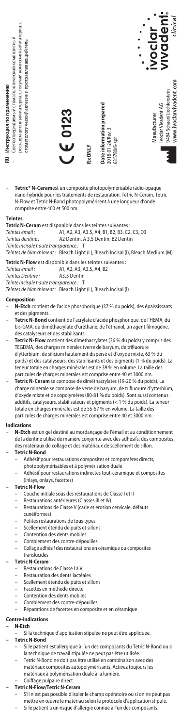RU Инструкция по применению
– Светоотверждаемый стоматологический композитный реставрационный материал, текучий композитный материал, стоматологический адгезив и протравливающий гель

CE 0123

Rx ONLY

**Date information prepared**
2018-01-24/Rev. 3
635780/6-spr.

**Manufacturer**
Ivoclar Vivadent AG
9494 Schaan/Liechtenstein
**www.ivoclarvivadent.com**

ivoclar vivadent clinical

– **Tetric® N-Ceram** est un composite photopolymérisable radio-opaque nano-hybride pour les traitements de restauration. Tetric N-Ceram, Tetric N-Flow et Tetric N-Bond photopolymérisent à une longueur d'onde comprise entre 400 et 500 nm.

## Teintes

**Tetric N-Ceram** est disponible dans les teintes suivantes :

*Teintes émail :* A1, A2, A3, A3.5, A4, B1, B2, B3, C2, C3, D3
*Teintes dentine :* A2 Dentin, A 3.5 Dentin, B2 Dentin
*Teinte incisale haute transparence :* T
*Teintes de blanchiment :* Bleach Light (L), Bleach Incisal (I), Bleach Medium (M)

**Tetric N-Flow** est disponible dans les teintes suivantes :

*Teintes émail :* A1, A2, A3, A3.5, A4, B2
*Teintes Dentine :* A3.5 Dentin
*Teinte incisale haute transparence :* T
*Teintes de blanchiment :* Bleach Light (L), Bleach Incisal (I)

## Composition

- **N-Etch** contient de l'acide phosphorique (37 % du poids), des épaississants et des pigments.
- **Tetric N-Bond** contient de l'acrylate d'acide phosphorique, de l'HEMA, du bis-GMA, du diméthacrylate d'uréthane, de l'éthanol, un agent filmogène, des catalyseurs et des stabilisants.
- **Tetric N-Flow** contient des dimethacrylates (36 % du poids) y compris des TEGDMA, des charges minérales (verre de baryum, de trifluorure d'ytterbium, de silicium hautement dispersé et d'oxyde mixte, 63 % du poids) et des catalyseurs, des stabilisants et des pigments (1 % du poids). La teneur totale en charges minérales est de 39 % en volume. La taille des particules de charges minérales est comprise entre 40 et 3000 nm.
- **Tetric N-Ceram** se compose de diméthacrylates (19-20 % du poids). La charge minérale se compose de verre de baryum, de trifluorure d'ytterbium, d'oxyde mixte et de copolymères (80-81 % du poids). Sont aussi contenus : additifs, catalyseurs, stabilisateurs et pigments (< 1 % du poids). La teneur totale en charges minérales est de 55-57 % en volume. La taille des particules de charges minérales est comprise entre 40 et 3000 nm.

## Indications

- **N-Etch** est un gel destiné au mordançage de l'émail et au conditionnement de la dentine utilisé de manière conjointe avec des adhésifs, des composites, des matériaux de collage et des matériaux de scellement de sillon.
- **Tetric N-Bond**
  - Adhésif pour restaurations composites et compomères directs, photopolymérisables et à polymérisation duale
  - Adhésif pour restaurations indirectes tout-céramique et composites (inlays, onlays, facettes)
- **Tetric N-Flow**
  - Couche initiale sous des restaurations de Classe I et II
  - Restaurations antérieures (Classes III et IV)
  - Restaurations de Classe V (carie et érosion cervicale, défauts cunéiformes)
  - Petites restaurations de tous types
  - Scellement étendu de puits et sillons
  - Contention des dents mobiles
  - Comblement des contre-dépouilles
  - Collage adhésif des restaurations en céramique ou composites translucides
- **Tetric N-Ceram**
  - Restaurations de Classe I à V
  - Restauration des dents lactéales
  - Scellement étendu de puits et sillons
  - Facettes en méthode directe
  - Contention des dents mobiles
  - Comblement des contre-dépouilles
  - Réparations de facettes en composite et en céramique

## Contre-indications

- **N-Etch**
  - Si la technique d'application stipulée ne peut être appliquée.
- **Tetric N-Bond**
  - Si le patient est allergique à l'un des composants du Tetric N-Bond ou si la technique de travail stipulée ne peut pas être utilisée.
  - Tetric N-Bond ne doit pas être utilisé en combinaison avec des matériaux composites autopolymérisants. Activez toujours les matériaux à polymérisation duale à la lumière.
  - Coiffage pulpaire direct
- **Tetric N-Flow/Tetric N-Ceram**
  - S'il n'est pas possible d'isoler le champ opératoire ou si on ne peut pas mettre en œuvre le matériau selon le protocole d'application stipulé.
  - Si le patient a un risque d'allergie connue à l'un des composants.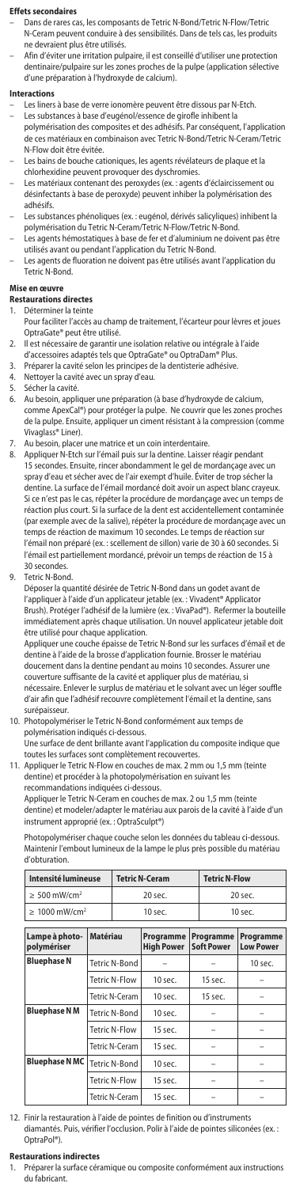### Effets secondaires

- Dans de rares cas, les composants de Tetric N-Bond/Tetric N-Flow/Tetric N-Ceram peuvent conduire à des sensibilités. Dans de tels cas, les produits ne devraient plus être utilisés.
- Afin d'éviter une irritation pulpaire, il est conseillé d'utiliser une protection dentinaire/pulpaire sur les zones proches de la pulpe (application sélective d'une préparation à l'hydroxyde de calcium).

### Interactions

- Les liners à base de verre ionomère peuvent être dissous par N-Etch.
- Les substances à base d'eugénol/essence de girofle inhibent la polymérisation des composites et des adhésifs. Par conséquent, l'application de ces matériaux en combinaison avec Tetric N-Bond/Tetric N-Ceram/Tetric N-Flow doit être évitée.
- Les bains de bouche cationiques, les agents révélateurs de plaque et la chlorhexidine peuvent provoquer des dyschromies.
- Les matériaux contenant des peroxydes (ex. : agents d'éclaircissement ou désinfectants à base de peroxyde) peuvent inhiber la polymérisation des adhésifs.
- Les substances phénoliques (ex. : eugénol, dérivés salicyliques) inhibent la polymérisation du Tetric N-Ceram/Tetric N-Flow/Tetric N-Bond.
- Les agents hémostatiques à base de fer et d'aluminium ne doivent pas être utilisés avant ou pendant l'application du Tetric N-Bond.
- Les agents de fluoration ne doivent pas être utilisés avant l'application du Tetric N-Bond.

### Mise en œuvre

#### Restaurations directes

1. Déterminer la teinte
   Pour faciliter l'accès au champ de traitement, l'écarteur pour lèvres et joues OptraGate® peut être utilisé.
2. Il est nécessaire de garantir une isolation relative ou intégrale à l'aide d'accessoires adaptés tels que OptraGate® ou OptraDam® Plus.
3. Préparer la cavité selon les principes de la dentisterie adhésive.
4. Nettoyer la cavité avec un spray d'eau.
5. Sécher la cavité.
6. Au besoin, appliquer une préparation (à base d'hydroxyde de calcium, comme ApexCal®) pour protéger la pulpe. Ne couvrir que les zones proches de la pulpe. Ensuite, appliquer un ciment résistant à la compression (comme Vivaglass® Liner).
7. Au besoin, placer une matrice et un coin interdentaire.
8. Appliquer N-Etch sur l'émail puis sur la dentine. Laisser réagir pendant 15 secondes. Ensuite, rincer abondamment le gel de mordançage avec un spray d'eau et sécher avec de l'air exempt d'huile. Éviter de trop sécher la dentine. La surface de l'émail mordancé doit avoir un aspect blanc crayeux. Si ce n'est pas le cas, répéter la procédure de mordançage avec un temps de réaction plus court. Si la surface de la dent est accidentellement contaminée (par exemple avec de la salive), répéter la procédure de mordançage avec un temps de réaction de maximum 10 secondes. Le temps de réaction sur l'émail non préparé (ex. : scellement de sillon) varie de 30 à 60 secondes. Si l'émail est partiellement mordancé, prévoir un temps de réaction de 15 à 30 secondes.
9. Tetric N-Bond.
   Déposer la quantité désirée de Tetric N-Bond dans un godet avant de l'appliquer à l'aide d'un applicateur jetable (ex. : Vivadent® Applicator Brush). Protéger l'adhésif de la lumière (ex. : VivaPad®). Refermer la bouteille immédiatement après chaque utilisation. Un nouvel applicateur jetable doit être utilisé pour chaque application.
   Appliquer une couche épaisse de Tetric N-Bond sur les surfaces d'émail et de dentine à l'aide de la brosse d'application fournie. Brosser le matériau doucement dans la dentine pendant au moins 10 secondes. Assurer une couverture suffisante de la cavité et appliquer plus de matériau, si nécessaire. Enlever le surplus de matériau et le solvant avec un léger souffle d'air afin que l'adhésif recouvre complètement l'émail et la dentine, sans surépaisseur.
10. Photopolymériser le Tetric N-Bond conformément aux temps de polymérisation indiqués ci-dessous.
    Une surface de dent brillante avant l'application du composite indique que toutes les surfaces sont complètement recouvertes.
11. Appliquer le Tetric N-Flow en couches de max. 2 mm ou 1,5 mm (teinte dentine) et procéder à la photopolymérisation en suivant les recommandations indiquées ci-dessous.
    Appliquer le Tetric N-Ceram en couches de max. 2 ou 1,5 mm (teinte dentine) et modeler/adapter le matériau aux parois de la cavité à l'aide d'un instrument approprié (ex. : OptraSculpt®)

    Photopolymériser chaque couche selon les données du tableau ci-dessous. Maintenir l'embout lumineux de la lampe le plus près possible du matériau d'obturation.

| Intensité lumineuse | Tetric N-Ceram | Tetric N-Flow |
|---|---|---|
| ≥ 500 mW/cm² | 20 sec. | 20 sec. |
| ≥ 1000 mW/cm² | 10 sec. | 10 sec. |

| Lampe à photo-polymériser | Matériau | Programme High Power | Programme Soft Power | Programme Low Power |
|---|---|---|---|---|
| **Bluephase N** | Tetric N-Bond | – | – | 10 sec. |
| | Tetric N-Flow | 10 sec. | 15 sec. | – |
| | Tetric N-Ceram | 10 sec. | 15 sec. | – |
| **Bluephase N M** | Tetric N-Bond | 10 sec. | – | – |
| | Tetric N-Flow | 15 sec. | – | – |
| | Tetric N-Ceram | 15 sec. | – | – |
| **Bluephase N MC** | Tetric N-Bond | 10 sec. | – | – |
| | Tetric N-Flow | 15 sec. | – | – |
| | Tetric N-Ceram | 15 sec. | – | – |

12. Finir la restauration à l'aide de pointes de finition ou d'instruments diamantés. Puis, vérifier l'occlusion. Polir à l'aide de pointes siliconées (ex. : OptraPol®).

#### Restaurations indirectes

1. Préparer la surface céramique ou composite conformément aux instructions du fabricant.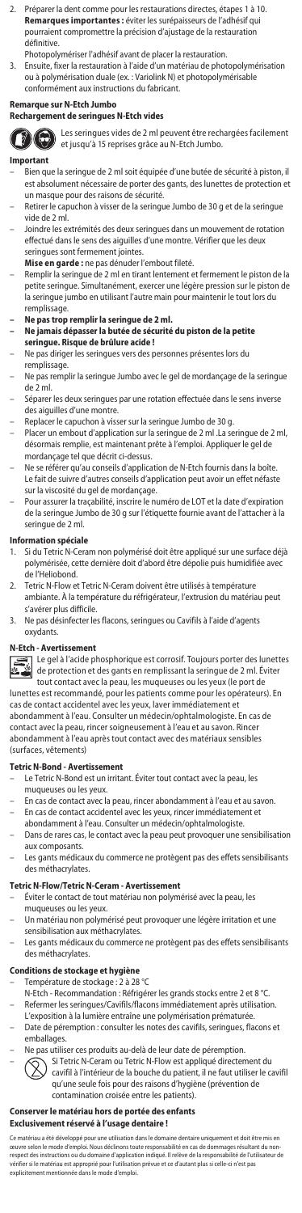2. Préparer la dent comme pour les restaurations directes, étapes 1 à 10.
   **Remarques importantes :** éviter les surépaisseurs de l'adhésif qui pourraient compromettre la précision d'ajustage de la restauration définitive.
   Photopolymériser l'adhésif avant de placer la restauration.
3. Ensuite, fixer la restauration à l'aide d'un matériau de photopolymérisation ou à polymérisation duale (ex. : Variolink N) et photopolymérisable conformément aux instructions du fabricant.

**Remarque sur N-Etch Jumbo**
**Rechargement de seringues N-Etch vides**

Les seringues vides de 2 ml peuvent être rechargées facilement et jusqu'à 15 reprises grâce au N-Etch Jumbo.

**Important**

- Bien que la seringue de 2 ml soit équipée d'une butée de sécurité à piston, il est absolument nécessaire de porter des gants, des lunettes de protection et un masque pour des raisons de sécurité.
- Retirer le capuchon à visser de la seringue Jumbo de 30 g et de la seringue vide de 2 ml.
- Joindre les extrémités des deux seringues dans un mouvement de rotation effectué dans le sens des aiguilles d'une montre. Vérifier que les deux seringues sont fermement jointes.
  **Mise en garde :** ne pas dénuder l'embout fileté.
- Remplir la seringue de 2 ml en tirant lentement et fermement le piston de la petite seringue. Simultanément, exercer une légère pression sur le piston de la seringue jumbo en utilisant l'autre main pour maintenir le tout lors du remplissage.
- **Ne pas trop remplir la seringue de 2 ml.**
- **Ne jamais dépasser la butée de sécurité du piston de la petite seringue. Risque de brûlure acide !**
- Ne pas diriger les seringues vers des personnes présentes lors du remplissage.
- Ne pas remplir la seringue Jumbo avec le gel de mordançage de la seringue de 2 ml.
- Séparer les deux seringues par une rotation effectuée dans le sens inverse des aiguilles d'une montre.
- Replacer le capuchon à visser sur la seringue Jumbo de 30 g.
- Placer un embout d'application sur la seringue de 2 ml .La seringue de 2 ml, désormais remplie, est maintenant prête à l'emploi. Appliquer le gel de mordançage tel que décrit ci-dessus.
- Ne se référer qu'au conseils d'application de N-Etch fournis dans la boîte. Le fait de suivre d'autres conseils d'application peut avoir un effet néfaste sur la viscosité du gel de mordançage.
- Pour assurer la traçabilité, inscrire le numéro de LOT et la date d'expiration de la seringue Jumbo de 30 g sur l'étiquette fournie avant de l'attacher à la seringue de 2 ml.

**Information spéciale**

1. Si du Tetric N-Ceram non polymérisé doit être appliqué sur une surface déjà polymérisée, cette dernière doit d'abord être dépolie puis humidifiée avec de l'Heliobond.
2. Tetric N-Flow et Tetric N-Ceram doivent être utilisés à température ambiante. À la température du réfrigérateur, l'extrusion du matériau peut s'avérer plus difficile.
3. Ne pas désinfecter les flacons, seringues ou Cavifils à l'aide d'agents oxydants.

**N-Etch - Avertissement**

Le gel à l'acide phosphorique est corrosif. Toujours porter des lunettes de protection et des gants en remplissant la seringue de 2 ml. Éviter tout contact avec la peau, les muqueuses ou les yeux (le port de lunettes est recommandé, pour les patients comme pour les opérateurs). En cas de contact accidentel avec les yeux, laver immédiatement et abondamment à l'eau. Consulter un médecin/ophtalmologiste. En cas de contact avec la peau, rincer soigneusement à l'eau et au savon. Rincer abondamment à l'eau après tout contact avec des matériaux sensibles (surfaces, vêtements)

**Tetric N-Bond - Avertissement**

- Le Tetric N-Bond est un irritant. Éviter tout contact avec la peau, les muqueuses ou les yeux.
- En cas de contact avec la peau, rincer abondamment à l'eau et au savon.
- En cas de contact accidentel avec les yeux, rincer immédiatement et abondamment à l'eau. Consulter un médecin/ophtalmologiste.
- Dans de rares cas, le contact avec la peau peut provoquer une sensibilisation aux composants.
- Les gants médicaux du commerce ne protègent pas des effets sensibilisants des méthacrylates.

**Tetric N-Flow/Tetric N-Ceram - Avertissement**

- Éviter le contact de tout matériau non polymérisé avec la peau, les muqueuses ou les yeux.
- Un matériau non polymérisé peut provoquer une légère irritation et une sensibilisation aux méthacrylates.
- Les gants médicaux du commerce ne protègent pas des effets sensibilisants des méthacrylates.

**Conditions de stockage et hygiène**

- Température de stockage : 2 à 28 °C
  N-Etch - Recommandation : Réfrigérer les grands stocks entre 2 et 8 °C.
- Refermer les seringues/Cavifils/flacons immédiatement après utilisation. L'exposition à la lumière entraîne une polymérisation prématurée.
- Date de péremption : consulter les notes des cavifils, seringues, flacons et emballages.
- Ne pas utiliser ces produits au-delà de leur date de péremption.
- Si Tetric N-Ceram ou Tetric N-Flow est appliqué directement du cavifil à l'intérieur de la bouche du patient, il ne faut utiliser le cavifil qu'une seule fois pour des raisons d'hygiène (prévention de contamination croisée entre les patients).

**Conserver le matériau hors de portée des enfants**
**Exclusivement réservé à l'usage dentaire !**

Ce matériau a été développé pour une utilisation dans le domaine dentaire uniquement et doit être mis en œuvre selon le mode d'emploi. Nous déclinons toute responsabilité en cas de dommages résultant du non-respect des instructions ou du domaine d'application indiqué. Il relève de la responsabilité de l'utilisateur de vérifier si le matériau est approprié pour l'utilisation prévue et ce d'autant plus si celle-ci n'est pas explicitement mentionnée dans le mode d'emploi.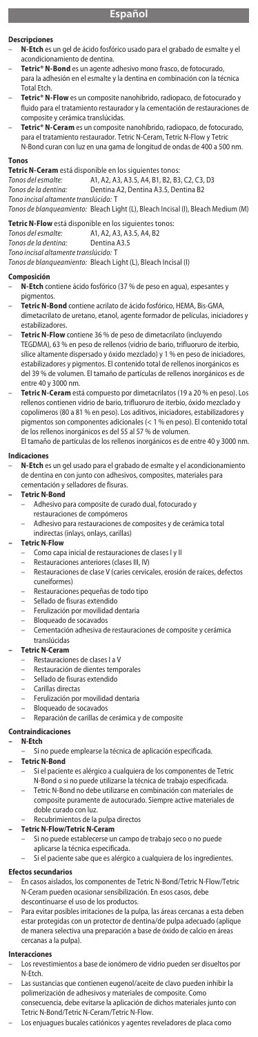# Español

## Descripciones

- **N-Etch** es un gel de ácido fosfórico usado para el grabado de esmalte y el acondicionamiento de dentina.
- **Tetric® N-Bond** es un agente adhesivo mono frasco, de fotocurado, para la adhesión en el esmalte y la dentina en combinación con la técnica Total Etch.
- **Tetric® N-Flow** es un composite nanohíbrido, radiopaco, de fotocurado y fluido para el tratamiento restaurador y la cementación de restauraciones de composite y cerámica translúcidas.
- **Tetric® N-Ceram** es un composite nanohíbrido, radiopaco, de fotocurado, para el tratamiento restaurador. Tetric N-Ceram, Tetric N-Flow y Tetric N-Bond curan con luz en una gama de longitud de ondas de 400 a 500 nm.

## Tonos

**Tetric N-Ceram** está disponible en los siguientes tonos:
*Tonos del esmalte:* A1, A2, A3, A3.5, A4, B1, B2, B3, C2, C3, D3
*Tonos de la dentina:* Dentina A2, Dentina A3.5, Dentina B2
*Tono incisal altamente translúcido:* T
*Tonos de blanqueamiento:* Bleach Light (L), Bleach Incisal (I), Bleach Medium (M)

**Tetric N-Flow** está disponible en los siguientes tonos:
*Tonos del esmalte:* A1, A2, A3, A3.5, A4, B2
*Tonos de la dentina:* Dentina A3.5
*Tono incisal altamente translúcido:* T
*Tonos de blanqueamiento:* Bleach Light (L), Bleach Incisal (I)

## Composición

- **N-Etch** contiene ácido fosfórico (37 % de peso en agua), espesantes y pigmentos.
- **Tetric N-Bond** contiene acrilato de ácido fosfórico, HEMA, Bis-GMA, dimetacrilato de uretano, etanol, agente formador de películas, iniciadores y estabilizadores.
- **Tetric N-Flow** contiene 36 % de peso de dimetacrilato (incluyendo TEGDMA), 63 % en peso de rellenos (vidrio de bario, trifluoruro de iterbio, sílice altamente dispersado y óxido mezclado) y 1 % en peso de iniciadores, estabilizadores y pigmentos. El contenido total de rellenos inorgánicos es del 39 % de volumen. El tamaño de partículas de rellenos inorgánicos es de entre 40 y 3000 nm.
- **Tetric N-Ceram** está compuesto por dimetacrilatos (19 a 20 % en peso). Los rellenos contienen vidrio de bario, trifluoruro de iterbio, óxido mezclado y copolímeros (80 a 81 % en peso). Los aditivos, iniciadores, estabilizadores y pigmentos son componentes adicionales (< 1 % en peso). El contenido total de los rellenos inorgánicos es del 55 al 57 % de volumen.
  El tamaño de partículas de los rellenos inorgánicos es de entre 40 y 3000 nm.

## Indicaciones

- **N-Etch** es un gel usado para el grabado de esmalte y el acondicionamiento de dentina en con junto con adhesivos, composites, materiales para cementación y selladores de fisuras.
- **Tetric N-Bond**
  - Adhesivo para composite de curado dual, fotocurado y restauraciones de compómeros
  - Adhesivo para restauraciones de composites y de cerámica total indirectas (inlays, onlays, carillas)
- **Tetric N-Flow**
  - Como capa inicial de restauraciones de clases I y II
  - Restauraciones anteriores (clases III, IV)
  - Restauraciones de clase V (caries cervicales, erosión de raíces, defectos cuneiformes)
  - Restauraciones pequeñas de todo tipo
  - Sellado de fisuras extendido
  - Ferulización por movilidad dentaria
  - Bloqueado de socavados
  - Cementación adhesiva de restauraciones de composite y cerámica translúcidas
- **Tetric N-Ceram**
  - Restauraciones de clases I a V
  - Restauración de dientes temporales
  - Sellado de fisuras extendido
  - Carillas directas
  - Ferulización por movilidad dentaria
  - Bloqueado de socavados
  - Reparación de carillas de cerámica y de composite

## Contraindicaciones

- **N-Etch**
  - Si no puede emplearse la técnica de aplicación especificada.
- **Tetric N-Bond**
  - Si el paciente es alérgico a cualquiera de los componentes de Tetric N-Bond o si no puede utilizarse la técnica de trabajo especificada.
  - Tetric N-Bond no debe utilizarse en combinación con materiales de composite puramente de autocurado. Siempre active materiales de doble curado con luz.
  - Recubrimientos de la pulpa directos
- **Tetric N-Flow/Tetric N-Ceram**
  - Si no puede establecerse un campo de trabajo seco o no puede aplicarse la técnica especificada.
  - Si el paciente sabe que es alérgico a cualquiera de los ingredientes.

## Efectos secundarios

- En casos aislados, los componentes de Tetric N-Bond/Tetric N-Flow/Tetric N-Ceram pueden ocasionar sensibilización. En esos casos, debe descontinuarse el uso de los productos.
- Para evitar posibles irritaciones de la pulpa, las áreas cercanas a esta deben estar protegidas con un protector de dentina/de pulpa adecuado (aplique de manera selectiva una preparación a base de óxido de calcio en áreas cercanas a la pulpa).

## Interacciones

- Los revestimientos a base de ionómero de vidrio pueden ser disueltos por N-Etch.
- Las sustancias que contienen eugenol/aceite de clavo pueden inhibir la polimerización de adhesivos y materiales de composite. Como consecuencia, debe evitarse la aplicación de dichos materiales junto con Tetric N-Bond/Tetric N-Ceram/Tetric N-Flow.
- Los enjuagues bucales catiónicos y agentes reveladores de placa como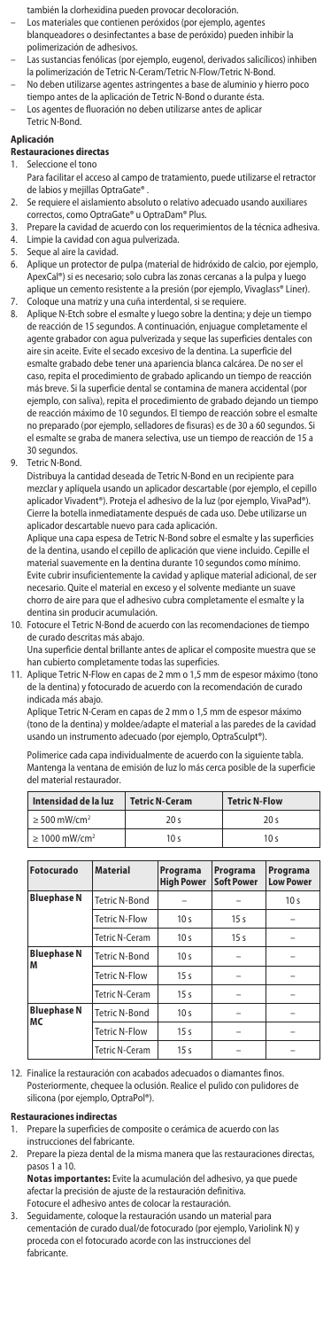también la clorhexidina pueden provocar decoloración.

- Los materiales que contienen peróxidos (por ejemplo, agentes blanqueadores o desinfectantes a base de peróxido) pueden inhibir la polimerización de adhesivos.
- Las sustancias fenólicas (por ejemplo, eugenol, derivados salicílicos) inhiben la polimerización de Tetric N-Ceram/Tetric N-Flow/Tetric N-Bond.
- No deben utilizarse agentes astringentes a base de aluminio y hierro poco tiempo antes de la aplicación de Tetric N-Bond o durante ésta.
- Los agentes de fluoración no deben utilizarse antes de aplicar Tetric N-Bond.

## Aplicación

### Restauraciones directas

1. Seleccione el tono
   Para facilitar el acceso al campo de tratamiento, puede utilizarse el retractor de labios y mejillas OptraGate®.
2. Se requiere el aislamiento absoluto o relativo adecuado usando auxiliares correctos, como OptraGate® u OptraDam® Plus.
3. Prepare la cavidad de acuerdo con los requerimientos de la técnica adhesiva.
4. Limpie la cavidad con agua pulverizada.
5. Seque al aire la cavidad.
6. Aplique un protector de pulpa (material de hidróxido de calcio, por ejemplo, ApexCal®) si es necesario; solo cubra las zonas cercanas a la pulpa y luego aplique un cemento resistente a la presión (por ejemplo, Vivaglass® Liner).
7. Coloque una matriz y una cuña interdental, si se requiere.
8. Aplique N-Etch sobre el esmalte y luego sobre la dentina; y deje un tiempo de reacción de 15 segundos. A continuación, enjuague completamente el agente grabador con agua pulverizada y seque las superficies dentales con aire sin aceite. Evite el secado excesivo de la dentina. La superficie del esmalte grabado debe tener una apariencia blanca calcárea. De no ser el caso, repita el procedimiento de grabado aplicando un tiempo de reacción más breve. Si la superficie dental se contamina de manera accidental (por ejemplo, con saliva), repita el procedimiento de grabado dejando un tiempo de reacción máximo de 10 segundos. El tiempo de reacción sobre el esmalte no preparado (por ejemplo, selladores de fisuras) es de 30 a 60 segundos. Si el esmalte se graba de manera selectiva, use un tiempo de reacción de 15 a 30 segundos.
9. Tetric N-Bond.
   Distribuya la cantidad deseada de Tetric N-Bond en un recipiente para mezclar y aplíquela usando un aplicador descartable (por ejemplo, el cepillo aplicador Vivadent®). Proteja el adhesivo de la luz (por ejemplo, VivaPad®). Cierre la botella inmediatamente después de cada uso. Debe utilizarse un aplicador descartable nuevo para cada aplicación.
   Aplique una capa espesa de Tetric N-Bond sobre el esmalte y las superficies de la dentina, usando el cepillo de aplicación que viene incluido. Cepille el material suavemente en la dentina durante 10 segundos como mínimo. Evite cubrir insuficientemente la cavidad y aplique material adicional, de ser necesario. Quite el material en exceso y el solvente mediante un suave chorro de aire para que el adhesivo cubra completamente el esmalte y la dentina sin producir acumulación.
10. Fotocure el Tetric N-Bond de acuerdo con las recomendaciones de tiempo de curado descritas más abajo.
    Una superficie dental brillante antes de aplicar el composite muestra que se han cubierto completamente todas las superficies.
11. Aplique Tetric N-Flow en capas de 2 mm o 1,5 mm de espesor máximo (tono de la dentina) y fotocurado de acuerdo con la recomendación de curado indicada más abajo.
    Aplique Tetric N-Ceram en capas de 2 mm o 1,5 mm de espesor máximo (tono de la dentina) y moldee/adapte el material a las paredes de la cavidad usando un instrumento adecuado (por ejemplo, OptraSculpt®).

    Polimerice cada capa individualmente de acuerdo con la siguiente tabla. Mantenga la ventana de emisión de luz lo más cerca posible de la superficie del material restaurador.

| Intensidad de la luz | Tetric N-Ceram | Tetric N-Flow |
|---|---|---|
| ≥ 500 mW/cm² | 20 s | 20 s |
| ≥ 1000 mW/cm² | 10 s | 10 s |

| Fotocurado | Material | Programa High Power | Programa Soft Power | Programa Low Power |
|---|---|---|---|---|
| Bluephase N | Tetric N-Bond | – | – | 10 s |
| | Tetric N-Flow | 10 s | 15 s | – |
| | Tetric N-Ceram | 10 s | 15 s | – |
| Bluephase N M | Tetric N-Bond | 10 s | – | – |
| | Tetric N-Flow | 15 s | – | – |
| | Tetric N-Ceram | 15 s | – | – |
| Bluephase N MC | Tetric N-Bond | 10 s | – | – |
| | Tetric N-Flow | 15 s | – | – |
| | Tetric N-Ceram | 15 s | – | – |

12. Finalice la restauración con acabados adecuados o diamantes finos. Posteriormente, chequee la oclusión. Realice el pulido con pulidores de silicona (por ejemplo, OptraPol®).

### Restauraciones indirectas

1. Prepare la superficies de composite o cerámica de acuerdo con las instrucciones del fabricante.
2. Prepare la pieza dental de la misma manera que las restauraciones directas, pasos 1 a 10.
   **Notas importantes:** Evite la acumulación del adhesivo, ya que puede afectar la precisión de ajuste de la restauración definitiva.
   Fotocure el adhesivo antes de colocar la restauración.
3. Seguidamente, coloque la restauración usando un material para cementación de curado dual/de fotocurado (por ejemplo, Variolink N) y proceda con el fotocurado acorde con las instrucciones del fabricante.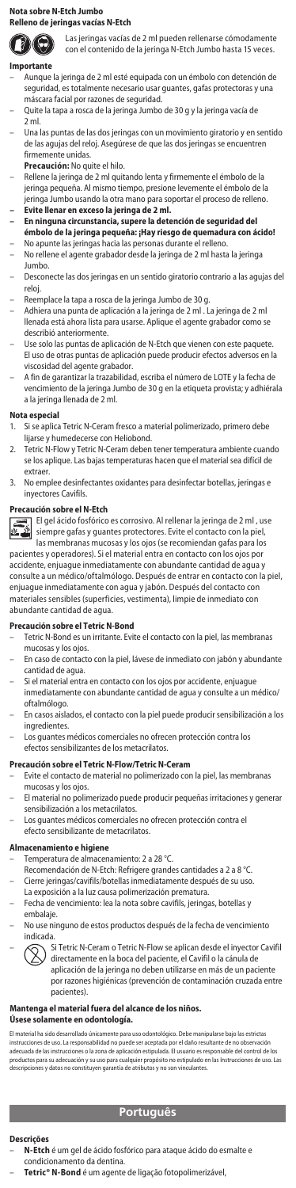## Nota sobre N-Etch Jumbo
### Relleno de jeringas vacías N-Etch

Las jeringas vacías de 2 ml pueden rellenarse cómodamente con el contenido de la jeringa N-Etch Jumbo hasta 15 veces.

**Importante**

- Aunque la jeringa de 2 ml esté equipada con un émbolo con detención de seguridad, es totalmente necesario usar guantes, gafas protectoras y una máscara facial por razones de seguridad.
- Quite la tapa a rosca de la jeringa Jumbo de 30 g y la jeringa vacía de 2 ml.
- Una las puntas de las dos jeringas con un movimiento giratorio y en sentido de las agujas del reloj. Asegúrese de que las dos jeringas se encuentren firmemente unidas.
  **Precaución:** No quite el hilo.
- Rellene la jeringa de 2 ml quitando lenta y firmemente el émbolo de la jeringa pequeña. Al mismo tiempo, presione levemente el émbolo de la jeringa Jumbo usando la otra mano para soportar el proceso de relleno.
- **Evite llenar en exceso la jeringa de 2 ml.**
- **En ninguna circunstancia, supere la detención de seguridad del émbolo de la jeringa pequeña: ¡Hay riesgo de quemadura con ácido!**
- No apunte las jeringas hacia las personas durante el relleno.
- No rellene el agente grabador desde la jeringa de 2 ml hasta la jeringa Jumbo.
- Desconecte las dos jeringas en un sentido giratorio contrario a las agujas del reloj.
- Reemplace la tapa a rosca de la jeringa Jumbo de 30 g.
- Adhiera una punta de aplicación a la jeringa de 2 ml . La jeringa de 2 ml llenada está ahora lista para usarse. Aplique el agente grabador como se describió anteriormente.
- Use solo las puntas de aplicación de N-Etch que vienen con este paquete. El uso de otras puntas de aplicación puede producir efectos adversos en la viscosidad del agente grabador.
- A fin de garantizar la trazabilidad, escriba el número de LOTE y la fecha de vencimiento de la jeringa Jumbo de 30 g en la etiqueta provista; y adhiérala a la jeringa llenada de 2 ml.

**Nota especial**

1. Si se aplica Tetric N-Ceram fresco a material polimerizado, primero debe lijarse y humedecerse con Heliobond.
2. Tetric N-Flow y Tetric N-Ceram deben tener temperatura ambiente cuando se los aplique. Las bajas temperaturas hacen que el material sea difícil de extraer.
3. No emplee desinfectantes oxidantes para desinfectar botellas, jeringas e inyectores Cavifils.

**Precaución sobre el N-Etch**

El gel ácido fosfórico es corrosivo. Al rellenar la jeringa de 2 ml , use siempre gafas y guantes protectores. Evite el contacto con la piel, las membranas mucosas y los ojos (se recomiendan gafas para los pacientes y operadores). Si el material entra en contacto con los ojos por accidente, enjuague inmediatamente con abundante cantidad de agua y consulte a un médico/oftalmólogo. Después de entrar en contacto con la piel, enjuague inmediatamente con agua y jabón. Después del contacto con materiales sensibles (superficies, vestimenta), limpie de inmediato con abundante cantidad de agua.

**Precaución sobre el Tetric N-Bond**

- Tetric N-Bond es un irritante. Evite el contacto con la piel, las membranas mucosas y los ojos.
- En caso de contacto con la piel, lávese de inmediato con jabón y abundante cantidad de agua.
- Si el material entra en contacto con los ojos por accidente, enjuague inmediatamente con abundante cantidad de agua y consulte a un médico/oftalmólogo.
- En casos aislados, el contacto con la piel puede producir sensibilización a los ingredientes.
- Los guantes médicos comerciales no ofrecen protección contra los efectos sensibilizantes de los metacrilatos.

**Precaución sobre el Tetric N-Flow/Tetric N-Ceram**

- Evite el contacto de material no polimerizado con la piel, las membranas mucosas y los ojos.
- El material no polimerizado puede producir pequeñas irritaciones y generar sensibilización a los metacrilatos.
- Los guantes médicos comerciales no ofrecen protección contra el efecto sensibilizante de metacrilatos.

**Almacenamiento e higiene**

- Temperatura de almacenamiento: 2 a 28 °C.
  Recomendación de N-Etch: Refrigere grandes cantidades a 2 a 8 °C.
- Cierre jeringas/cavifils/botellas inmediatamente después de su uso. La exposición a la luz causa polimerización prematura.
- Fecha de vencimiento: lea la nota sobre cavifils, jeringas, botellas y embalaje.
- No use ninguno de estos productos después de la fecha de vencimiento indicada.
- Si Tetric N-Ceram o Tetric N-Flow se aplican desde el inyector Cavifil directamente en la boca del paciente, el Cavifil o la cánula de aplicación de la jeringa no deben utilizarse en más de un paciente por razones higiénicas (prevención de contaminación cruzada entre pacientes).

**Mantenga el material fuera del alcance de los niños.**
**Úsese solamente en odontología.**

El material ha sido desarrollado únicamente para uso odontológico. Debe manipularse bajo las estrictas instrucciones de uso. La responsabilidad no puede ser aceptada por el daño resultante de no observación adecuada de las instrucciones o la zona de aplicación estipulada. El usuario es responsable del control de los productos para su adecuación y su uso para cualquier propósito no estipulado en las Instrucciones de uso. Las descripciones y datos no constituyen garantía de atributos y no son vinculantes.

# Português

**Descrições**

- **N-Etch** é um gel de ácido fosfórico para ataque ácido do esmalte e condicionamento da dentina.
- **Tetric® N-Bond** é um agente de ligação fotopolimerizável,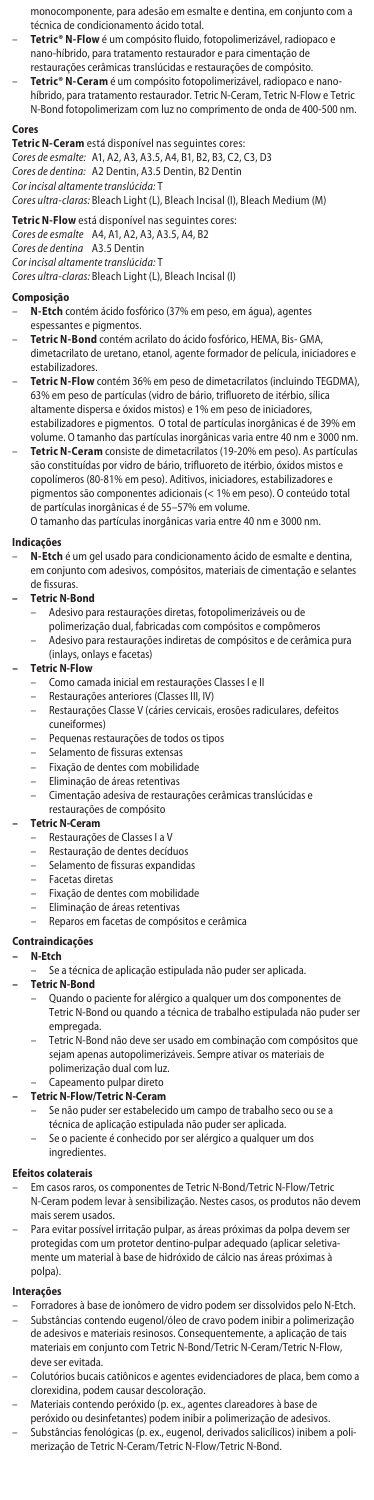monocomponente, para adesão em esmalte e dentina, em conjunto com a técnica de condicionamento ácido total.

- **Tetric® N-Flow** é um compósito fluido, fotopolimerizável, radiopaco e nano-híbrido, para tratamento restaurador e para cimentação de restaurações cerâmicas translúcidas e restaurações de compósito.
- **Tetric® N-Ceram** é um compósito fotopolimerizável, radiopaco e nano-híbrido, para tratamento restaurador. Tetric N-Ceram, Tetric N-Flow e Tetric N-Bond fotopolimerizam com luz no comprimento de onda de 400-500 nm.

**Cores**

**Tetric N-Ceram** está disponível nas seguintes cores:
*Cores de esmalte:* A1, A2, A3, A3.5, A4, B1, B2, B3, C2, C3, D3
*Cores de dentina:* A2 Dentin, A3.5 Dentin, B2 Dentin
*Cor incisal altamente translúcida:* T
*Cores ultra-claras:* Bleach Light (L), Bleach Incisal (I), Bleach Medium (M)

**Tetric N-Flow** está disponível nas seguintes cores:
*Cores de esmalte* A4, A1, A2, A3, A3.5, A4, B2
*Cores de dentina* A3.5 Dentin
*Cor incisal altamente translúcida:* T
*Cores ultra-claras:* Bleach Light (L), Bleach Incisal (I)

**Composição**

- **N-Etch** contém ácido fosfórico (37% em peso, em água), agentes espessantes e pigmentos.
- **Tetric N-Bond** contém acrilato do ácido fosfórico, HEMA, Bis- GMA, dimetacrilato de uretano, etanol, agente formador de película, iniciadores e estabilizadores.
- **Tetric N-Flow** contém 36% em peso de dimetacrilatos (incluindo TEGDMA), 63% em peso de partículas (vidro de bário, trifluoreto de itérbio, sílica altamente dispersa e óxidos mistos) e 1% em peso de iniciadores, estabilizadores e pigmentos. O total de partículas inorgânicas é de 39% em volume. O tamanho das partículas inorgânicas varia entre 40 nm e 3000 nm.
- **Tetric N-Ceram** consiste de dimetacrilatos (19-20% em peso). As partículas são constituídas por vidro de bário, trifluoreto de itérbio, óxidos mistos e copolímeros (80-81% em peso). Aditivos, iniciadores, estabilizadores e pigmentos são componentes adicionais (< 1% em peso). O conteúdo total de partículas inorgânicas é de 55–57% em volume.
  O tamanho das partículas inorgânicas varia entre 40 nm e 3000 nm.

**Indicações**

- **N-Etch** é um gel usado para condicionamento ácido de esmalte e dentina, em conjunto com adesivos, compósitos, materiais de cimentação e selantes de fissuras.
- **Tetric N-Bond**
  - Adesivo para restaurações diretas, fotopolimerizáveis ou de polimerização dual, fabricadas com compósitos e compômeros
  - Adesivo para restaurações indiretas de compósitos e de cerâmica pura (inlays, onlays e facetas)
- **Tetric N-Flow**
  - Como camada inicial em restaurações Classes I e II
  - Restaurações anteriores (Classes III, IV)
  - Restaurações Classe V (cáries cervicais, erosões radiculares, defeitos cuneiformes)
  - Pequenas restaurações de todos os tipos
  - Selamento de fissuras extensas
  - Fixação de dentes com mobilidade
  - Eliminação de áreas retentivas
  - Cimentação adesiva de restaurações cerâmicas translúcidas e restaurações de compósito
- **Tetric N-Ceram**
  - Restaurações de Classes I a V
  - Restauração de dentes decíduos
  - Selamento de fissuras expandidas
  - Facetas diretas
  - Fixação de dentes com mobilidade
  - Eliminação de áreas retentivas
  - Reparos em facetas de compósitos e cerâmica

**Contraindicações**

- **N-Etch**
  - Se a técnica de aplicação estipulada não puder ser aplicada.
- **Tetric N-Bond**
  - Quando o paciente for alérgico a qualquer um dos componentes de Tetric N-Bond ou quando a técnica de trabalho estipulada não puder ser empregada.
  - Tetric N-Bond não deve ser usado em combinação com compósitos que sejam apenas autopolimerizáveis. Sempre ativar os materiais de polimerização dual com luz.
  - Capeamento pulpar direto
- **Tetric N-Flow/Tetric N-Ceram**
  - Se não puder ser estabelecido um campo de trabalho seco ou se a técnica de aplicação estipulada não puder ser aplicada.
  - Se o paciente é conhecido por ser alérgico a qualquer um dos ingredientes.

**Efeitos colaterais**

- Em casos raros, os componentes de Tetric N-Bond/Tetric N-Flow/Tetric N-Ceram podem levar à sensibilização. Nestes casos, os produtos não devem mais serem usados.
- Para evitar possível irritação pulpar, as áreas próximas da polpa devem ser protegidas com um protetor dentino-pulpar adequado (aplicar seletivamente um material à base de hidróxido de cálcio nas áreas próximas à polpa).

**Interações**

- Forradores à base de ionômero de vidro podem ser dissolvidos pelo N-Etch.
- Substâncias contendo eugenol/óleo de cravo podem inibir a polimerização de adesivos e materiais resinosos. Consequentemente, a aplicação de tais materiais em conjunto com Tetric N-Bond/Tetric N-Ceram/Tetric N-Flow, deve ser evitada.
- Colutórios bucais catiônicos e agentes evidenciadores de placa, bem como a clorexidina, podem causar descoloração.
- Materiais contendo peróxido (p. ex., agentes clareadores à base de peróxido ou desinfetantes) podem inibir a polimerização de adesivos.
- Substâncias fenológicas (p. ex., eugenol, derivados salicílicos) inibem a polimerização de Tetric N-Ceram/Tetric N-Flow/Tetric N-Bond.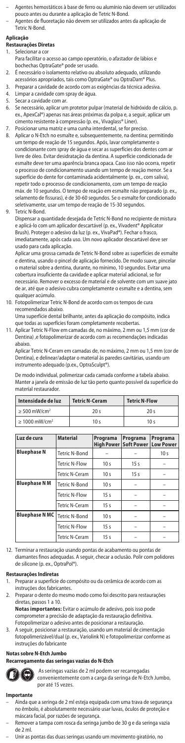– Agentes hemostáticos à base de ferro ou alumínio não devem ser utilizados pouco antes ou durante a aplicação de Tetric N-Bond.
– Agentes de fluoretação não devem ser utilizados antes da aplicação de Tetric N-Bond.

## Aplicação

### Restaurações Diretas

1. Selecionar a cor
   Para facilitar o acesso ao campo operatório, o afastador de lábios e bochechas OptraGate® pode ser usado.
2. É necessário o isolamento relativo ou absoluto adequado, utilizando acessórios apropriados, tais como OptraGate® ou OptraDam® Plus.
3. Preparar a cavidade de acordo com as exigências da técnica adesiva.
4. Limpar a cavidade com spray de água.
5. Secar a cavidade com ar.
6. Se necessário, aplicar um protetor pulpar (material de hidróxido de cálcio, p. ex., ApexCal®) apenas nas áreas próximas da polpa e, a seguir, aplicar um cimento resistente à compressão (p. ex., Vivaglass® Liner).
7. Posicionar uma matriz e uma cunha interdental, se for preciso.
8. Aplicar o N-Etch no esmalte e, subsequentemente, na dentina; permitindo um tempo de reação de 15 segundos. Após, lavar completamente o condicionante com spray de água e secar as superfícies dos dentes com ar livre de óleo. Evitar desidratação da dentina. A superfície condicionada de esmalte deve ter uma aparência branca opaca. Caso isso não ocorra, repetir o processo de condicionamento usando um tempo de reação menor. Se a superfície do dente for contaminada acidentalmente (p. ex., com saliva), repetir todo o processo de condicionamento, com um tempo de reação máx. de 10 segundos. O tempo de reação em esmalte não preparado (p. ex., selamento de fissuras), é de 30-60 segundos. Se o esmalte for condicionado seletivamente, usar um tempo de reação de 15-30 segundos.
9. Tetric N-Bond.
   Dispensar a quantidade desejada de Tetric N-Bond no recipiente de mistura e aplicá-lo com um aplicador descartável (p. ex., Vivadent® Applicator Brush). Proteger o adesivo da luz (p. ex., VivaPad®). Fechar o frasco, imediatamente, após cada uso. Um novo aplicador descartável deve ser usado para cada aplicação.
   Aplicar uma grossa camada de Tetric N-Bond sobre as superfícies de esmalte e dentina, usando o pincel de aplicação fornecido. De modo suave, pincelar o material sobre a dentina, durante, no mínimo, 10 segundos. Evitar uma cobertura insuficiente da cavidade e aplicar material adicional, se for necessário. Remover o excesso de material e de solvente com um suave jato de ar, até que o adesivo cubra completamente o esmalte e a dentina, sem qualquer acúmulo.
10. Fotopolimerizar Tetric N-Bond de acordo com os tempos de cura recomendados abaixo.
    Uma superfície dental brilhante, antes da aplicação do compósito, indica que todas as superfícies foram completamente recobertas.
11. Aplicar Tetric N-Flow em camadas de, no máximo, 2 mm ou 1,5 mm (cor de Dentina) ,e fotopolimerizar de acordo com as recomendações indicadas abaixo.
    Aplicar Tetric N-Ceram em camadas de, no máximo, 2 mm ou 1,5 mm (cor de Dentina), e delinear/adaptar o material às paredes cavitárias, usando um instrumento adequado (p.ex., OptraSculpt®).

    De modo individual, polimerizar cada camada conforme a tabela abaixo. Manter a janela de emissão de luz tão perto quanto possível da superfície do material restaurador.

| Intensidade de luz | Tetric N-Ceram | Tetric N-Flow |
|---|---|---|
| ≥ 500 mW/cm² | 20 s | 20 s |
| ≥ 1000 mW/cm² | 10 s | 10 s |

| Luz de cura | Material | Programa High Power | Programa Soft Power | Programa Low Power |
|---|---|---|---|---|
| Bluephase N | Tetric N-Bond | – | – | 10 s |
| | Tetric N-Flow | 10 s | 15 s | – |
| | Tetric N-Ceram | 10 s | 15 s | – |
| Bluephase N M | Tetric N-Bond | 10 s | – | – |
| | Tetric N-Flow | 15 s | – | – |
| | Tetric N-Ceram | 15 s | – | – |
| Bluephase N MC | Tetric N-Bond | 10 s | – | – |
| | Tetric N-Flow | 15 s | – | – |
| | Tetric N-Ceram | 15 s | – | – |

12. Terminar a restauração usando pontas de acabamento ou pontas de diamantes finos adequadas. A seguir, checar a oclusão. Polir com polidores de silicone (p. ex., OptraPol®).

### Restaurações Indiretas

1. Preparar a superfície do compósito ou da cerâmica de acordo com as instruções dos fabricantes.
2. Preparar o dente do mesmo modo como foi descrito para restaurações diretas, passos 1 a 10.
   **Notas importantes:** Evitar o acúmulo de adesivo, pois isso pode comprometer a precisão de adaptação da restauração definitiva. Fotopolimerizar o adesivo antes de posicionar a restauração.
3. A seguir, posicionar a restauração, usando um material de cimentação fotopolimerizável/dual (p. ex., Variolink N) e fotopolimerizar conforme as instruções do fabricante

## Notas sobre N-Etch Jumbo

### Recarregamento das seringas vazias do N-Etch

As seringas vazias de 2 ml podem ser recarregadas convenientemente com a carga da seringa de N-Etch Jumbo, por até 15 vezes.

### Importante

– Ainda que a seringa de 2 ml esteja equipada com uma trava de segurança no êmbolo, é absolutamente necessário usar luvas, óculos de proteção e máscara facial, por razões de segurança.
– Remover a tampa com rosca da seringa jumbo de 30 g e da seringa vazia de 2 ml.
– Unir as pontas das duas seringas usando um movimento giratório, no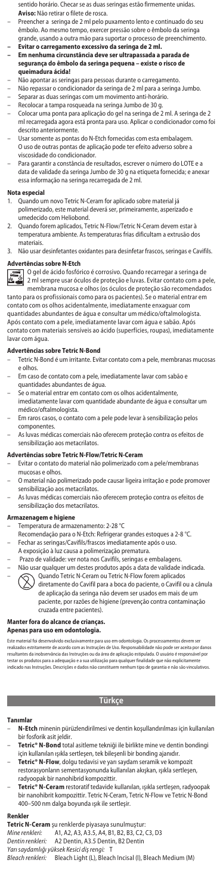sentido horário. Checar se as duas seringas estão firmemente unidas. **Aviso:** Não retirar o filete de rosca.

- Preencher a seringa de 2 ml pelo puxamento lento e continuado do seu êmbolo. Ao mesmo tempo, exercer pressão sobre o êmbolo da seringa grande, usando a outra mão para suportar o processo de preenchimento.
- **Evitar o carregamento excessivo da seringa de 2 ml.**
- **Em nenhuma circunstância deve ser ultrapassada a parada de segurança do êmbolo da seringa pequena – existe o risco de queimadura ácida!**
- Não apontar as seringas para pessoas durante o carregamento.
- Não repassar o condicionador da seringa de 2 ml para a seringa Jumbo.
- Separar as duas seringas com um movimento anti-horário.
- Recolocar a tampa rosqueada na seringa Jumbo de 30 g.
- Colocar uma ponta para aplicação do gel na seringa de 2 ml. A seringa de 2 ml recarregada agora está pronta para uso. Aplicar o condicionador como foi descrito anteriormente.
- Usar somente as pontas do N-Etch fornecidas com esta embalagem. O uso de outras pontas de aplicação pode ter efeito adverso sobre a viscosidade do condicionador.
- Para garantir a constância de resultados, escrever o número do LOTE e a data de validade da seringa Jumbo de 30 g na etiqueta fornecida; e anexar essa informação na seringa recarregada de 2 ml.

**Nota especial**

1. Quando um novo Tetric N-Ceram for aplicado sobre material já polimerizado, este material deverá ser, primeiramente, asperizado e umedecido com Heliobond.
2. Quando forem aplicados, Tetric N-Flow/Tetric N-Ceram devem estar à temperatura ambiente. As temperaturas frias dificultam a extrusão dos materiais.
3. Não usar desinfetantes oxidantes para desinfetar frascos, seringas e Cavifils.

**Advertências sobre N-Etch**

O gel de ácido fosfórico é corrosivo. Quando recarregar a seringa de 2 ml sempre usar óculos de proteção e luvas. Evitar contato com a pele, membrana mucosa e olhos (os óculos de proteção são recomendados tanto para os profissionais como para os pacientes). Se o material entrar em contato com os olhos acidentalmente, imediatamente enxaguar com quantidades abundantes de água e consultar um médico/oftalmologista. Após contato com a pele, imediatamente lavar com água e sabão. Após contato com materiais sensíveis ao ácido (superfícies, roupas), imediatamente lavar com água.

**Advertências sobre Tetric N-Bond**

- Tetric N-Bond é um irritante. Evitar contato com a pele, membranas mucosas e olhos.
- Em caso de contato com a pele, imediatamente lavar com sabão e quantidades abundantes de água.
- Se o material entrar em contato com os olhos acidentalmente, imediatamente lavar com quantidade abundante de água e consultar um médico/oftalmologista.
- Em raros casos, o contato com a pele pode levar à sensibilização pelos componentes.
- As luvas médicas comerciais não oferecem proteção contra os efeitos de sensibilização aos metacrilatos.

**Advertências sobre Tetric N-Flow/Tetric N-Ceram**

- Evitar o contato do material não polimerizado com a pele/membranas mucosas e olhos.
- O material não polimerizado pode causar ligeira irritação e pode promover sensibilização aos metacrilatos.
- As luvas médicas comerciais não oferecem proteção contra os efeitos de sensibilização dos metacrilatos.

**Armazenagem e higiene**

- Temperatura de armazenamento: 2-28 °C
- Recomendação para o N-Etch: Refrigerar grandes estoques a 2-8 °C.
- Fechar as seringas/Cavifils/frascos imediatamente após o uso.
- A exposição à luz causa a polimerização prematura.
- Prazo de validade: ver nota nos Cavifils, seringas e embalagens.
- Não usar qualquer um destes produtos após a data de validade indicada.
- Quando Tetric N-Ceram ou Tetric N-Flow forem aplicados diretamente do Cavifil para a boca do paciente, o Cavifil ou a cânula de aplicação da seringa não devem ser usados em mais de um paciente, por razões de higiene (prevenção contra contaminação cruzada entre pacientes).

**Manter fora do alcance de crianças.**
**Apenas para uso em odontologia.**

Este material foi desenvolvido exclusivamente para uso em odontologia. Os processamentos devem ser realizados estritamente de acordo com as Instruções de Uso. Responsabilidade não pode ser aceita por danos resultantes da inobservância das Instruções ou da área de aplicação estipulada. O usuário é responsável por testar os produtos para a adequação e a sua utilização para qualquer finalidade que não explicitamente indicado nas Instruções. Descrições e dados não constituem nenhum tipo de garantia e não são vinculativos.

## Türkçe

**Tanımlar**

- **N-Etch** minenin pürüzlendirilmesi ve dentin koşullandırılması için kullanılan bir fosforik asit jeldir.
- **Tetric® N-Bond** total asitleme tekniği ile birlikte mine ve dentin bondingi için kullanılan ışıkla sertleşen, tek bileşenli bir bonding ajanıdır.
- **Tetric® N-Flow**, dolgu tedavisi ve yarı saydam seramik ve kompozit restorasyonların semantasyonunda kullanılan akışkan, ışıkla sertleşen, radyoopak bir nanohibrid kompozittir.
- **Tetric® N-Ceram** restoratif tedavide kullanılan, ışıkla sertleşen, radyoopak bir nanohibrit kompozittir. Tetric N-Ceram, Tetric N-Flow ve Tetric N-Bond 400–500 nm dalga boyunda ışık ile sertleşir.

**Renkler**

**Tetric N-Ceram** şu renklerde piyasaya sunulmuştur:
*Mine renkleri:* A1, A2, A3, A3.5, A4, B1, B2, B3, C2, C3, D3
*Dentin renkleri:* A2 Dentin, A3.5 Dentin, B2 Dentin
*Yarı saydamlığı yüksek Kesici diş rengi:* T
*Bleach renkleri:* Bleach Light (L), Bleach Incisal (I), Bleach Medium (M)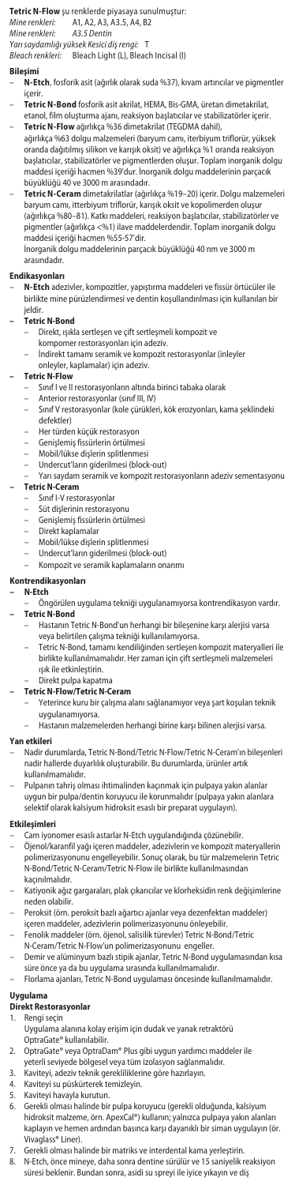**Tetric N-Flow** şu renklerde piyasaya sunulmuştur:
*Mine renkleri:* A1, A2, A3, A3.5, A4, B2
*Mine renkleri:* A3.5 Dentin
*Yarı saydamlığı yüksek Kesici diş rengi:* T
*Bleach renkleri:* Bleach Light (L), Bleach Incisal (I)

## Bileşimi

- **N-Etch**, fosforik asit (ağırlık olarak suda %37), kıvam artırıcılar ve pigmentler içerir.
- **Tetric N-Bond** fosforik asit akrilat, HEMA, Bis-GMA, üretan dimetakrilat, etanol, film oluşturma ajanı, reaksiyon başlatıcılar ve stabilizatörler içerir.
- **Tetric N-Flow** ağırlıkça %36 dimetakrilat (TEGDMA dahil), ağırlıkça %63 dolgu malzemeleri (baryum camı, iterbiyum triflorür, yüksek oranda dağılmış silikon ve karışık oksit) ve ağırlıkça %1 oranda reaksiyon başlatıcılar, stabilizatörler ve pigmentlerden oluşur. Toplam inorganik dolgu maddesi içeriği hacmen %39'dur. İnorganik dolgu maddelerinin parçacık büyüklüğü 40 ve 3000 m arasındadır.
- **Tetric N-Ceram** dimetakrilatlar (ağırlıkça %19–20) içerir. Dolgu malzemeleri baryum camı, itterbiyum triflorür, karışık oksit ve kopolimerden oluşur (ağırlıkça %80–81). Katkı maddeleri, reaksiyon başlatıcılar, stabilizatörler ve pigmentler (ağırlıkça <%1) ilave maddelerdendir. Toplam inorganik dolgu maddesi içeriği hacmen %55-57'dir.
  İnorganik dolgu maddelerinin parçacık büyüklüğü 40 nm ve 3000 m arasındadır.

## Endikasyonları

- **N-Etch** adezivler, kompozitler, yapıştırma maddeleri ve fissür örtücüler ile birlikte mine pürüzlendirmesi ve dentin koşullandırılması için kullanılan bir jeldir.
- **Tetric N-Bond**
  - Direkt, ışıkla sertleşen ve çift sertleşmeli kompozit ve kompomer restorasyonları için adeziv.
  - İndirekt tamamı seramik ve kompozit restorasyonlar (inleyler onleyler, kaplamalar) için adeziv.
- **Tetric N-Flow**
  - Sınıf I ve II restorasyonların altında birinci tabaka olarak
  - Anterior restorasyonlar (sınıf III, IV)
  - Sınıf V restorasyonlar (kole çürükleri, kök erozyonları, kama şeklindeki defektler)
  - Her türden küçük restorasyon
  - Genişlemiş fissürlerin örtülmesi
  - Mobil/lükse dişlerin splintlenmesi
  - Undercut'ların giderilmesi (block-out)
  - Yarı saydam seramik ve kompozit restorasyonların adeziv sementasyonu
- **Tetric N-Ceram**
  - Sınıf I-V restorasyonlar
  - Süt dişlerinin restorasyonu
  - Genişlemiş fissürlerin örtülmesi
  - Direkt kaplamalar
  - Mobil/lükse dişlerin splintlenmesi
  - Undercut'ların giderilmesi (block-out)
  - Kompozit ve seramik kaplamaların onarımı

## Kontrendikasyonları

- **N-Etch**
  - Öngörülen uygulama tekniği uygulanamıyorsa kontrendikasyon vardır.
- **Tetric N-Bond**
  - Hastanın Tetric N-Bond'un herhangi bir bileşenine karşı alerjisi varsa veya belirtilen çalışma tekniği kullanılamıyorsa.
  - Tetric N-Bond, tamamı kendiliğinden sertleşen kompozit materyalleri ile birlikte kullanılmamalıdır. Her zaman için çift sertleşmeli malzemeleri ışık ile etkinleştirin.
  - Direkt pulpa kapatma
- **Tetric N-Flow/Tetric N-Ceram**
  - Yeterince kuru bir çalışma alanı sağlanamıyor veya şart koşulan teknik uygulanamıyorsa.
  - Hastanın malzemelerden herhangi birine karşı bilinen alerjisi varsa.

## Yan etkileri

- Nadir durumlarda, Tetric N-Bond/Tetric N-Flow/Tetric N-Ceram'ın bileşenleri nadir hallerde duyarlılık oluşturabilir. Bu durumlarda, ürünler artık kullanılmamalıdır.
- Pulpanın tahriş olması ihtimalinden kaçınmak için pulpaya yakın alanlar uygun bir pulpa/dentin koruyucu ile korunmalıdır (pulpaya yakın alanlara selektif olarak kalsiyum hidroksit esaslı bir preparat uygulayın).

## Etkileşimleri

- Cam iyonomer esaslı astarlar N-Etch uygulandığında çözünebilir.
- Öjenol/karanfil yağı içeren maddeler, adezivlerin ve kompozit materyallerin polimerizasyonunu engelleyebilir. Sonuç olarak, bu tür malzemelerin Tetric N-Bond/Tetric N-Ceram/Tetric N-Flow ile birlikte kullanılmasından kaçınılmalıdır.
- Katyonik ağız gargaraları, plak çıkarıcılar ve klorheksidin renk değişimlerine neden olabilir.
- Peroksit (örn. peroksit bazlı ağartıcı ajanlar veya dezenfektan maddeler) içeren maddeler, adezivlerin polimerizasyonunu önleyebilir.
- Fenolik maddeler (örn. öjenol, salisilik türevler) Tetric N-Bond/Tetric N-Ceram/Tetric N-Flow'un polimerizasyonunu engeller.
- Demir ve alüminyum bazlı stipik ajanlar, Tetric N-Bond uygulamasından kısa süre önce ya da bu uygulama sırasında kullanılmamalıdır.
- Florlama ajanları, Tetric N-Bond uygulaması öncesinde kullanılmamalıdır.

## Uygulama

### Direkt Restorasyonlar

1. Rengi seçin
   Uygulama alanına kolay erişim için dudak ve yanak retraktörü OptraGate® kullanılabilir.
2. OptraGate® veya OptraDam® Plus gibi uygun yardımcı maddeler ile yeterli seviyede bölgesel veya tüm izolasyon sağlanmalıdır.
3. Kaviteyi, adeziv teknik gerekliliklerine göre hazırlayın.
4. Kaviteyi su püskürterek temizleyin.
5. Kaviteyi havayla kurutun.
6. Gerekli olması halinde bir pulpa koruyucu (gerekli olduğunda, kalsiyum hidroksit malzeme, örn. ApexCal®) kullanın; yalnızca pulpaya yakın alanları kaplayın ve hemen ardından basınca karşı dayanıklı bir siman uygulayın (ör. Vivaglass® Liner).
7. Gerekli olması halinde bir matriks ve interdental kama yerleştirin.
8. N-Etch, önce mineye, daha sonra dentine sürülür ve 15 saniyelik reaksiyon süresi beklenir. Bundan sonra, asidi su spreyi ile iyice yıkayın ve diş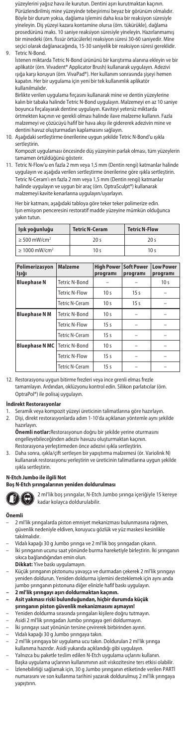yüzeylerini yağsız hava ile kurutun. Dentini aşırı kurutmaktan kaçının. Pürüzlendirilmiş mine yüzeyinde tebeşirimsi beyaz bir görünüm olmalıdır. Böyle bir durum yoksa, dağlama işlemini daha kısa bir reaksiyon süresiyle yineleyin. Diş yüzeyi kazara kontamine olursa (örn. tükürükle), dağlama prosedürünü maks. 10 saniye reaksiyon süresiyle yineleyin. Hazırlanmamış bir minedeki (örn. fissür örtücülerle) reaksiyon süresi 30-60 saniyedir. Mine seçici olarak dağlanacağında, 15-30 saniyelik bir reaksiyon süresi gereklidir.

9. Tetric N-Bond.
   İstenen miktarda Tetric N-Bond ürününü bir karıştırma alanına ekleyin ve bir aplikatör (örn. Vivadent® Applicator Brush) kullanarak uygulayın. Adezivi ışığa karşı koruyun (örn. VivaPad®). Her kullanım sonrasında şişeyi hemen kapatın. Her bir uygulama için yeni bir tek kullanımlık aplikatör kullanılmalıdır.
   Birlikte verilen uygulama fırçasını kullanarak mine ve dentin yüzeylerine kalın bir tabaka halinde Tetric N-Bond uygulayın. Malzemeyi en az 10 saniye boyunca fırçalayarak dentine uygulayın. Kaviteyi yetersiz miktarda örtmekten kaçının ve gerekli olması halinde ilave malzeme kullanın. Fazla malzemeyi ve çözücüyü hafif bir hava akışı ile gidererek adezivin mine ve dentini havuz oluşturmadan kaplamasını sağlayın.
10. Aşağıdaki sertleştirme önerilerine uygun şekilde Tetric N-Bond'u ışıkla sertleştirin.
    Kompozit uygulaması öncesinde düş yüzeyinin parlak olması, tüm yüzeylerin tamamen örtüldüğünü gösterir.
11. Tetric N-Flow'u en fazla 2 mm veya 1,5 mm (Dentin rengi) katmanlar halinde uygulayın ve aşağıda verilen sertleştirme önerilerine göre ışıkla sertleştirin. Tetric N-Ceram'ı en fazla 2 mm veya 1,5 mm (Dentin rengi) katmanlar halinde uygulayın ve uygun bir araç (örn. OptraSculpt®) kullanarak malzemeyi kavite kenarlarına uygulayın/uyarlayın.

    Her bir katmanı, aşağıdaki tabloya göre teker teker polimerize edin. Işın emisyon penceresini restoratif madde yüzeyine mümkün olduğunca yakın tutun.

| Işık yoğunluğu | Tetric N-Ceram | Tetric N-Flow |
|---|---|---|
| ≥ 500 mW/cm² | 20 s | 20 s |
| ≥ 1000 mW/cm² | 10 s | 10 s |

| Polimerizasyon Işığı | Malzeme | High Power programı | Soft Power programı | Low Power programı |
|---|---|---|---|---|
| **Bluephase N** | Tetric N-Bond | – | – | 10 s |
| | Tetric N-Flow | 10 s | 15 s | – |
| | Tetric N-Ceram | 10 s | 15 s | – |
| **Bluephase N M** | Tetric N-Bond | 10 s | – | – |
| | Tetric N-Flow | 15 s | – | – |
| | Tetric N-Ceram | 15 s | – | – |
| **Bluephase N MC** | Tetric N-Bond | 10 s | – | – |
| | Tetric N-Flow | 15 s | – | – |
| | Tetric N-Ceram | 15 s | – | – |

12. Restorasyonu uygun bitirme frezleri veya ince grenli elmas frezle tamamlayın. Ardından, oklüzyonu kontrol edin. Silikon parlatıcılar (örn. OptraPol®) ile polisaj uygulayın.

## İndirekt Restorasyonlar

1. Seramik veya kompozit yüzeyi üreticinin talimatlarına göre hazırlayın.
2. Dişi, direkt restorasyonlarda adım 1-10'da açıklanan yöntemle aynı şekilde hazırlayın.
   **Önemli notlar:** Restorasyonun doğru bir şekilde yerine oturmasını engelleyebileceğinden adeziv havuzu oluşturmaktan kaçının. Restorasyona yerleştirmeden önce adezivi ışıkla sertleştirin.
3. Daha sonra, ışıkla/çift sertleşen bir yapıştırma malzemesi (ör. Variolink N) kullanarak restorasyonu yerleştirin ve üreticinin talimatlarına uygun şekilde ışıkla sertleştirin.

## N-Etch Jumbo ile ilgili Not

### Boş N-Etch şırıngalarının yeniden doldurulması

2 ml'lik boş şırıngalar, N-Etch Jumbo şırınga içeriğiyle 15 kereye kadar kolayca doldurulabilir.

## Önemli

- 2 ml'lik şırıngalarda piston emniyet mekanizması bulunmasına rağmen, güvenlik nedeniyle eldiven, koruyucu gözlük ve yüz maskesi kesinlikle takılmalıdır.
- Vidalı kapağı 30 g Jumbo şırınga ve 2 ml'lik boş şırıngadan çıkarın.
- İki şırınganın ucunu saat yönünde burma hareketiyle birleştirin. İki şırınganın sıkıca bağlandığından emin olun.
  **Dikkat:** Yive baskı uygulamayın.
- Küçük şırınganın pistonunu yavaşça ve durmadan çekerek 2 ml'lik şırıngayı yeniden doldurun. Yeniden doldurma işlemini desteklemek için aynı anda jumbo şırınganın pistonuna diğer elinizle hafif baskı uygulayın.
- **2 ml'lik şırıngayı aşırı doldurmaktan kaçının.**
- **Asit yakması riski bulunduğundan, hiçbir durumda küçük şırınganın piston güvenlik mekanizmasını aşmayın!**
- Yeniden doldurma sırasında şırıngaları kişilere doğru tutmayın.
- Asidi 2 ml'lik şırıngadan Jumbo şırıngaya geri doldurmayın.
- İki şırıngayı saat yönünün tersine çevirerek birbirinden ayırın.
- Vidalı kapağı 30 g Jumbo şırıngaya takın.
- 2 ml'lik şırıngaya bir uygulama ucu takın. Doldurulan 2 ml'lik şırınga kullanıma hazırdır. Asidi yukarıda açıklandığı gibi uygulayın.
- Yalnızca bu pakette teslim edilen N-Etch uygulama uçlarını kullanın. Başka uygulama uçlarının kullanımının asit viskozitesine ters etkisi olabilir.
- İzlenebilirliği sağlamak için, 30 g Jumbo şırınganın etiketinde verilen PARTİ numarasını ve son kullanma tarihini yazarak doldurulmuş 2 ml'lik şırıngaya yapıştırın.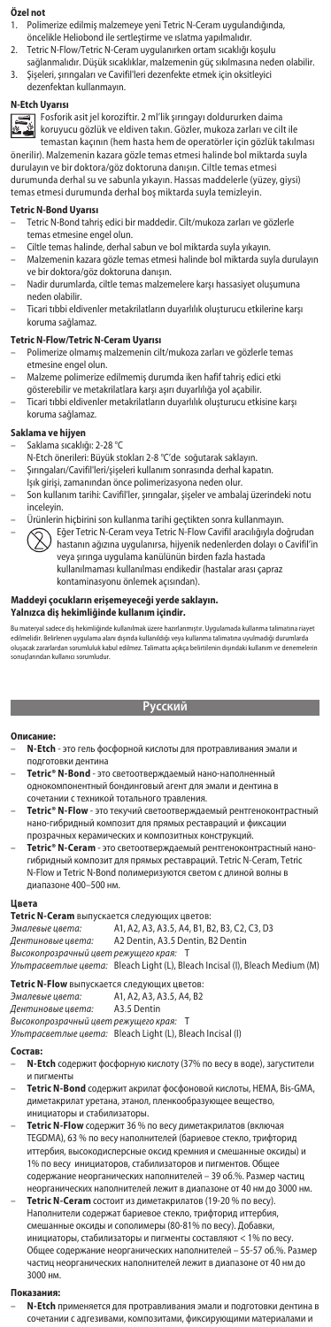**Özel not**

1. Polimerize edilmiş malzemeye yeni Tetric N-Ceram uygulandığında, öncelikle Heliobond ile sertleştirme ve ıslatma yapılmalıdır.
2. Tetric N-Flow/Tetric N-Ceram uygulanırken ortam sıcaklığı koşulu sağlanmalıdır. Düşük sıcaklıklar, malzemenin güç sıkılmasına neden olabilir.
3. Şişeleri, şırıngaları ve Cavifil'leri dezenfekte etmek için oksitleyici dezenfektan kullanmayın.

**N-Etch Uyarısı**

Fosforik asit jel koroziftir. 2 ml'lik şırıngayı doldururken daima koruyucu gözlük ve eldiven takın. Gözler, mukoza zarları ve cilt ile temastan kaçının (hem hasta hem de operatörler için gözlük takılması önerilir). Malzemenin kazara gözle temas etmesi halinde bol miktarda suyla durulayın ve bir doktora/göz doktoruna danışın. Ciltle temas etmesi durumunda derhal su ve sabunla yıkayın. Hassas maddelerle (yüzey, giysi) temas etmesi durumunda derhal bol miktarda suyla temizleyin.

**Tetric N-Bond Uyarısı**

- Tetric N-Bond tahriş edici bir maddedir. Cilt/mukoza zarları ve gözlerle temas etmesine engel olun.
- Ciltle temas halinde, derhal sabun ve bol miktarda suyla yıkayın.
- Malzemenin kazara gözle temas etmesi halinde bol miktarda suyla durulayın ve bir doktora/göz doktoruna danışın.
- Nadir durumlarda, ciltle temas malzemelere karşı hassasiyet oluşumuna neden olabilir.
- Ticari tıbbi eldivenler metakrilatların duyarlılık oluşturucu etkilerine karşı koruma sağlamaz.

**Tetric N-Flow/Tetric N-Ceram Uyarısı**

- Polimerize olmamış malzemenin cilt/mukoza zarları ve gözlerle temas etmesine engel olun.
- Malzeme polimerize edilmemiş durumda iken hafif tahriş edici etki gösterebilir ve metakrilatlara karşı aşırı duyarlılığa yol açabilir.
- Ticari tıbbi eldivenler metakrilatların duyarlılık oluşturucu etkisine karşı koruma sağlamaz.

**Saklama ve hijyen**

- Saklama sıcaklığı: 2-28 °C
- N-Etch önerileri: Büyük stokları 2-8 °C'de soğutarak saklayın.
- Şırıngaları/Cavifil'leri/şişeleri kullanım sonrasında derhal kapatın.
- Işık girişi, zamanından önce polimerizasyona neden olur.
- Son kullanım tarihi: Cavifil'ler, şırıngalar, şişeler ve ambalaj üzerindeki notu inceleyin.
- Ürünlerin hiçbirini son kullanma tarihi geçtikten sonra kullanmayın.
- Eğer Tetric N-Ceram veya Tetric N-Flow Cavifil aracılığıyla doğrudan hastanın ağzına uygulanırsa, hijyenik nedenlerden dolayı o Cavifil'in veya şırınga uygulama kanülünün birden fazla hastada kullanılmaması kullanılması endikedir (hastalar arası çapraz kontaminasyonu önlemek açısından).

**Maddeyi çocukların erişemeyeceği yerde saklayın.**
**Yalnızca diş hekimliğinde kullanım içindir.**

Bu materyal sadece diş hekimliğinde kullanılmak üzere hazırlanmıştır. Uygulamada kullanma talimatına riayet edilmelidir. Belirlenen uygulama alanı dışında kullanıldığı veya kullanma talimatına uyulmadığı durumlarda oluşacak zararlardan sorumluluk kabul edilmez. Talimatta açıkça belirtilenin dışındaki kullanım ve denemelerin sonuçlarından kullanıcı sorumludur.

## Русский

**Описание:**

- **N-Etch** - это гель фосфорной кислоты для протравливания эмали и подготовки дентина
- **Tetric® N-Bond** - это светоотверждаемый нано-наполненный однокомпонентный бондинговый агент для эмали и дентина в сочетании с техникой тотального травления.
- **Tetric® N-Flow** - это текучий светоотверждаемый рентгеноконтрастный нано-гибридный композит для прямых реставраций и фиксации прозрачных керамических и композитных конструкций.
- **Tetric® N-Ceram** - это светоотверждаемый рентгеноконтрастный нано-гибридный композит для прямых реставраций. Tetric N-Ceram, Tetric N-Flow и Tetric N-Bond полимеризуются светом с длиной волны в диапазоне 400–500 нм.

**Цвета**

**Tetric N-Ceram** выпускается следующих цветов:
*Эмалевые цвета:* A1, A2, A3, A3.5, A4, B1, B2, B3, C2, C3, D3
*Дентиновые цвета:* A2 Dentin, A3.5 Dentin, B2 Dentin
*Высокопрозрачный цвет режущего края:* T
*Ультрасветлые цвета:* Bleach Light (L), Bleach Incisal (I), Bleach Medium (M)

**Tetric N-Flow** выпускается следующих цветов:
*Эмалевые цвета:* A1, A2, A3, A3.5, A4, B2
*Дентиновые цвета:* A3.5 Dentin
*Высокопрозрачный цвет режущего края:* T
*Ультрасветлые цвета:* Bleach Light (L), Bleach Incisal (I)

**Состав:**

- **N-Etch** содержит фосфорную кислоту (37% по весу в воде), загустители и пигменты
- **Tetric N-Bond** содержит акрилат фосфоновой кислоты, HEMA, Bis-GMA, диметакрилат уретана, этанол, пленкообразующее вещество, инициаторы и стабилизаторы.
- **Tetric N-Flow** содержит 36 % по весу диметакрилатов (включая TEGDMA), 63 % по весу наполнителей (бариевое стекло, трифторид иттербия, высокодисперсные оксид кремния и смешанные оксиды) и 1% по весу инициаторов, стабилизаторов и пигментов. Общее содержание неорганических наполнителей – 39 об.%. Размер частиц неорганических наполнителей лежит в диапазоне от 40 нм до 3000 нм.
- **Tetric N-Ceram** состоит из диметакрилатов (19-20 % по весу). Наполнители содержат бариевое стекло, трифторид иттербия, смешанные оксиды и сополимеры (80-81% по весу). Добавки, инициаторы, стабилизаторы и пигменты составляют < 1% по весу. Общее содержание неорганических наполнителей – 55-57 об.%. Размер частиц неорганических наполнителей лежит в диапазоне от 40 нм до 3000 нм.

**Показания:**

- **N-Etch** применяется для протравливания эмали и подготовки дентина в сочетании с адгезивами, композитами, фиксирующими материалами и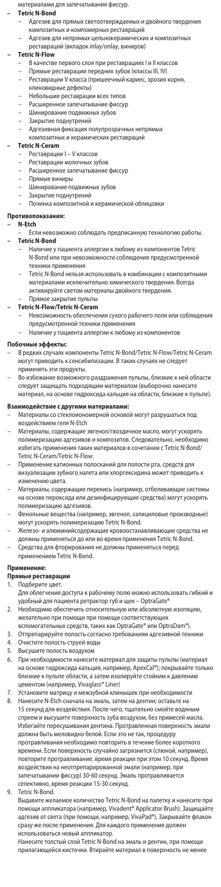материалами для запечатывания фиссур.

- **Tetric N-Bond**
  - Адгезив для прямых светоотверждаемых и двойного твердения композитных и компомерных реставраций
  - Адгезив для непрямых цельнокерамических и композитных реставраций (вкладок inlay/onlay, виниров)
- **Tetric N-Flow**
  - В качестве первого слоя при реставрациях I и II классов
  - Прямые реставрации передних зубов (классы III, IV)
  - Реставрации V класса (пришеечный кариес, эрозия корня, клиновидные дефекты)
  - Небольшие реставрации всех типов
  - Расширенное запечатывание фиссур
  - Шинирование подвижных зубов
  - Закрытие поднутрений
  - Адгезивная фиксация полупрозрачных непрямых композитных и керамических реставраций
- **Tetric N-Ceram**
  - Реставрации I – V классов
  - Реставрации молочных зубов
  - Расширенное запечатывание фиссур
  - Прямые виниры
  - Шинирование подвижных зубов
  - Закрытие поднутрений
  - Починка композитной и керамической облицовки

**Противопоказания:**

- **N-Etch**
  - Если невозможно соблюдать предписанную технологию работы.
- **Tetric N-Bond**
  - Наличие у пациента аллергии к любому из компонентов Tetric N-Bond или при невозможности соблюдения предусмотренной техники применения
  - Tetric N-Bond нельзя использовать в комбинации с композитными материалами исключительно химического твердения. Всегда активируйте светом материалы двойного твердения.
  - Прямое закрытие пульпы
- **Tetric N-Flow/Tetric N-Ceram**
  - Невозможность обеспечения сухого рабочего поля или соблюдения предусмотренной техники применения
  - Наличие у пациента аллергии к любому из компонентов

**Побочные эффекты:**

- В редких случаях компоненты Tetric N-Bond/Tetric N-Flow/Tetric N-Ceram могут приводить к сенсибилизации. В таких случаях не следует применять эти продукты.
- Во избежание возможного раздражения пульпы, близкие к ней области следует защищать подходящим материалом (выборочно нанесите материал, на основе гидроксида кальция на области, близкие к пульпе).

**Взаимодействие с другими материалами:**

- Материалы со стеклоиономерной основой могут разрушаться под воздействием геля N-Etch
- Материалы, содержащие эвгенол/гвоздичное масло, могут ускорять полимеризацию адгезивов и композитов. Следовательно, необходимо избегать применения таких материалов в сочетании с Tetric N-Bond/Tetric N-Ceram/Tetric N-Flow.
- Применение катионных полосканий для полости рта, средств для визуализации зубного налета или хлоргексидина может приводить к изменению цвета.
- Материалы, содержащие перекись (например, отбеливающие системы на основе пероксида или дезинфицирующие средства) могут ускорять полимеризацию адгезивов.
- Фенольные вещества (например, эвгенол, салициловые производные) могут ускорять полимеризацию Tetric N-Bond.
- Железо- и алюминийсодержащие кровоостанавливающие средства не должны применяться до или во время применения Tetric N-Bond.
- Средства для фторирования не должны применяться перед применением Tetric N-Bond.

**Применение:**

**Прямые реставрации**

1. Подберите цвет.
   Для облегчения доступа к рабочему полю можно использовать гибкий и удобный для пациента ретрактор губ и щек – OptraGate®
2. Необходимо обеспечить относительную или абсолютную изоляцию, желательно при помощи при помощи соответствующих вспомогательных средств, таких как OptraGate® или OptraDam®).
3. Отпрепарируйте полость согласно требованиям адгезивной техники
4. Очистите полость струей воды
5. Высушите полость воздухом
6. При необходимости нанесите материал для защиты пульпы (материал на основе гидроксида кальция, например, ApexCal®); покрывайте только близкие к пульпе области, а затем изолируйте стойким к давлению цементом (например, Vivaglass® Liner)
7. Установите матрицу и межзубной клинышек при необходимости
8. Нанесите N-Etch сначала на эмаль, затем на дентин; оставьте на 15 секунд для воздействия. После чего, тщательно смойте водяным спреем и высушите поверхность зуба воздухом, без примесей масла. Избегайте пересушивания дентина. Протравленная поверхность эмали должна быть меловидно белой. Если это не так, процедуру протравливания необходимо повторить в течение более короткого времени. Если поверхность случайно загрязнится (слюной, например), повторите протравливание, время реакции при этом 10 секунд. Время воздействия на непрепарированной эмали (например, при запечатывании фиссур) 30-60 секунд. Эмаль протравливается селективно, время реакции 15-30 секунд.
9. Tetric N-Bond.
   Выдавите желаемое количество Tetric N-Bond на палетку и нанесите при помощи аппликатора (например, Vivadent® Applicator Brush). Защищайте адгезив от света (при помощи, например, VivaPad®). Закрывайте флакон сразу же после применения. Для каждого применения должен использоваться новый аппликатор.
   Нанесите толстый слой Tetric N-Bond на эмаль и дентин, при помощи прилагающейся кисточки. Втирайте материал в поверхность не менее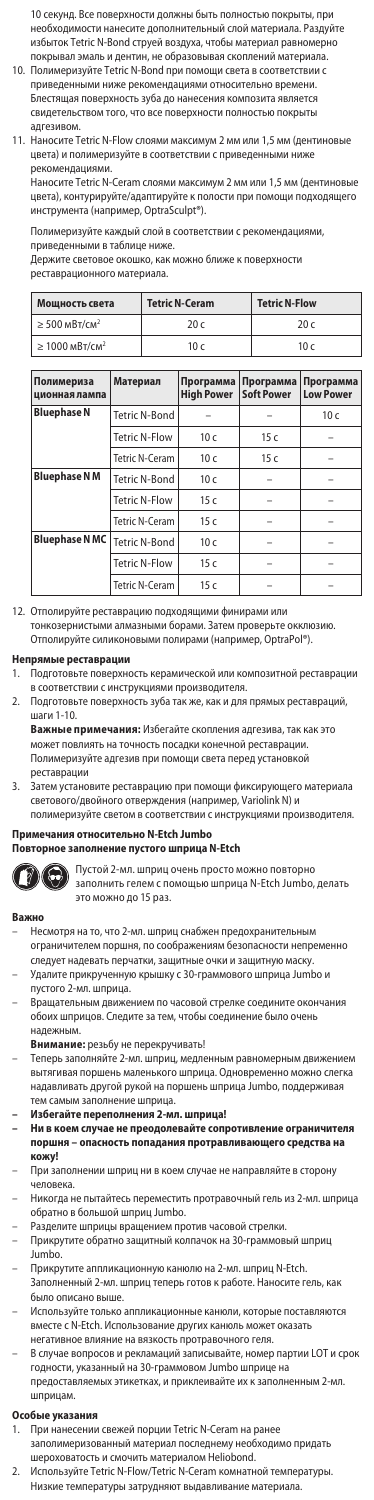10 секунд. Все поверхности должны быть полностью покрыты, при необходимости нанесите дополнительный слой материала. Раздуйте избыток Tetric N-Bond струей воздуха, чтобы материал равномерно покрывал эмаль и дентин, не образовывая скоплений материала.

10. Полимеризуйте Tetric N-Bond при помощи света в соответствии с приведенными ниже рекомендациями относительно времени. Блестящая поверхность зуба до нанесения композита является свидетельством того, что все поверхности полностью покрыты адгезивом.
11. Наносите Tetric N-Flow слоями максимум 2 мм или 1,5 мм (дентиновые цвета) и полимеризуйте в соответствии с приведенными ниже рекомендациями.
    Наносите Tetric N-Ceram слоями максимум 2 мм или 1,5 мм (дентиновые цвета), контурируйте/адаптируйте к полости при помощи подходящего инструмента (например, OptraSculpt®).

    Полимеризуйте каждый слой в соответствии с рекомендациями, приведенными в таблице ниже.
    Держите световое окошко, как можно ближе к поверхности реставрационного материала.

| Мощность света | Tetric N-Ceram | Tetric N-Flow |
|---|---|---|
| ≥ 500 мВт/см² | 20 с | 20 с |
| ≥ 1000 мВт/см² | 10 с | 10 с |

| Полимеризационная лампа | Материал | Программа High Power | Программа Soft Power | Программа Low Power |
|---|---|---|---|---|
| Bluephase N | Tetric N-Bond | – | – | 10 с |
| | Tetric N-Flow | 10 с | 15 с | – |
| | Tetric N-Ceram | 10 с | 15 с | – |
| Bluephase N M | Tetric N-Bond | 10 с | – | – |
| | Tetric N-Flow | 15 с | – | – |
| | Tetric N-Ceram | 15 с | – | – |
| Bluephase N MC | Tetric N-Bond | 10 с | – | – |
| | Tetric N-Flow | 15 с | – | – |
| | Tetric N-Ceram | 15 с | – | – |

12. Отполируйте реставрацию подходящими финирами или тонкозернистыми алмазными борами. Затем проверьте окклюзию. Отполируйте силиконовыми полирами (например, OptraPol®).

**Непрямые реставрации**

1. Подготовьте поверхность керамической или композитной реставрации в соответствии с инструкциями производителя.
2. Подготовьте поверхность зуба так же, как и для прямых реставраций, шаги 1-10.
   **Важные примечания:** Избегайте скопления адгезива, так как это может повлиять на точность посадки конечной реставрации. Полимеризуйте адгезив при помощи света перед установкой реставрации
3. Затем установите реставрацию при помощи фиксирующего материала светового/двойного отверждения (например, Variolink N) и полимеризуйте светом в соответствии с инструкциями производителя.

**Примечания относительно N-Etch Jumbo**
**Повторное заполнение пустого шприца N-Etch**

Пустой 2-мл. шприц очень просто можно повторно заполнить гелем с помощью шприца N-Etch Jumbo, делать это можно до 15 раз.

**Важно**

- Несмотря на то, что 2-мл. шприц снабжен предохранительным ограничителем поршня, по соображениям безопасности непременно следует надевать перчатки, защитные очки и защитную маску.
- Удалите прикрученную крышку с 30-граммового шприца Jumbo и пустого 2-мл. шприца.
- Вращательным движением по часовой стрелке соедините окончания обоих шприцов. Следите за тем, чтобы соединение было очень надежным.
  **Внимание:** резьбу не перекручивать!
- Теперь заполняйте 2-мл. шприц, медленным равномерным движением вытягивая поршень маленького шприца. Одновременно можно слегка надавливать другой рукой на поршень шприца Jumbo, поддерживая тем самым заполнение шприца.
- **Избегайте переполнения 2-мл. шприца!**
- **Ни в коем случае не преодолевайте сопротивление ограничителя поршня – опасность попадания протравливающего средства на кожу!**
- При заполнении шприц ни в коем случае не направляйте в сторону человека.
- Никогда не пытайтесь переместить протравочный гель из 2-мл. шприца обратно в больший шприц Jumbo.
- Разделите шприцы вращением против часовой стрелки.
- Прикрутите обратно защитный колпачок на 30-граммовый шприц Jumbo.
- Прикрутите аппликационную канюлю на 2-мл. шприц N-Etch. Заполненный 2-мл. шприц теперь готов к работе. Наносите гель, как было описано выше.
- Используйте только аппликационные канюли, которые поставляются вместе с N-Etch. Использование других канюль может оказать негативное влияние на вязкость протравочного геля.
- В случае вопросов и рекламаций записывайте, номер партии LOT и срок годности, указанный на 30-граммовом Jumbo шприце на предоставляемых этикетках, и приклеивайте их к заполненным 2-мл. шприцам.

**Особые указания**

1. При нанесении свежей порции Tetric N-Ceram на ранее заполимеризованный материал последнему необходимо придать шероховатость и смочить материалом Heliobond.
2. Используйте Tetric N-Flow/Tetric N-Ceram комнатной температуры. Низкие температуры затрудняют выдавливание материала.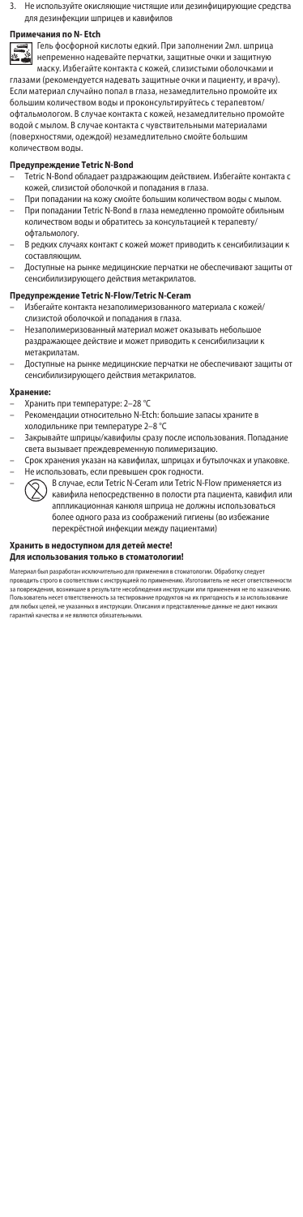3. Не используйте окисляющие чистящие или дезинфицирующие средства для дезинфекции шприцев и кавифилов

### Примечания по N- Etch

Гель фосфорной кислоты едкий. При заполнении 2мл. шприца непременно надевайте перчатки, защитные очки и защитную маску. Избегайте контакта с кожей, слизистыми оболочками и глазами (рекомендуется надевать защитные очки и пациенту, и врачу). Если материал случайно попал в глаза, незамедлительно промойте их большим количеством воды и проконсультируйтесь с терапевтом/офтальмологом. В случае контакта с кожей, незамедлительно промойте водой с мылом. В случае контакта с чувствительными материалами (поверхностями, одеждой) незамедлительно смойте большим количеством воды.

### Предупреждение Tetric N-Bond

- Tetric N-Bond обладает раздражающим действием. Избегайте контакта с кожей, слизистой оболочкой и попадания в глаза.
- При попадании на кожу смойте большим количеством воды с мылом.
- При попадании Tetric N-Bond в глаза немедленно промойте обильным количеством воды и обратитесь за консультацией к терапевту/офтальмологу.
- В редких случаях контакт с кожей может приводить к сенсибилизации к составляющим.
- Доступные на рынке медицинские перчатки не обеспечивают защиты от сенсибилизирующего действия метакрилатов.

### Предупреждение Tetric N-Flow/Tetric N-Ceram

- Избегайте контакта незаполимеризованного материала с кожей/слизистой оболочкой и попадания в глаза.
- Незаполимеризованный материал может оказывать небольшое раздражающее действие и может приводить к сенсибилизации к метакрилатам.
- Доступные на рынке медицинские перчатки не обеспечивают защиты от сенсибилизирующего действия метакрилатов.

### Хранение:

- Хранить при температуре: 2–28 °C
- Рекомендации относительно N-Etch: большие запасы храните в холодильнике при температуре 2–8 °C
- Закрывайте шприцы/кавифилы сразу после использования. Попадание света вызывает преждевременную полимеризацию.
- Срок хранения указан на кавифилах, шприцах и бутылочках и упаковке.
- Не использовать, если превышен срок годности.
- В случае, если Tetric N-Ceram или Tetric N-Flow применяется из кавифила непосредственно в полости рта пациента, кавифил или аппликационная канюля шприца не должны использоваться более одного раза из соображений гигиены (во избежание перекрёстной инфекции между пациентами)

**Хранить в недоступном для детей месте!**
**Для использования только в стоматологии!**

Материал был разработан исключительно для применения в стоматологии. Обработку следует проводить строго в соответствии с инструкцией по применению. Изготовитель не несет ответственности за повреждения, возникшие в результате несоблюдения инструкции или применения не по назначению. Пользователь несет ответственность за тестирование продуктов на их пригодность и за использование для любых целей, не указанных в инструкции. Описания и представленные данные не дают никаких гарантий качества и не являются обязательными.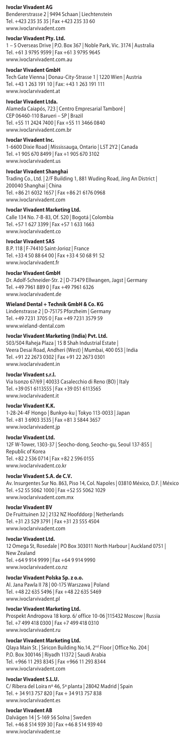**Ivoclar Vivadent AG**
Bendererstrasse 2 | 9494 Schaan | Liechtenstein
Tel. +423 235 35 35 | Fax +423 235 33 60
www.ivoclarvivadent.com

**Ivoclar Vivadent Pty. Ltd.**
1 – 5 Overseas Drive | P.O. Box 367 | Noble Park, Vic. 3174 | Australia
Tel. +61 3 9795 9599 | Fax +61 3 9795 9645
www.ivoclarvivadent.com.au

**Ivoclar Vivadent GmbH**
Tech Gate Vienna | Donau-City-Strasse 1 | 1220 Wien | Austria
Tel. +43 1 263 191 10 | Fax: +43 1 263 191 111
www.ivoclarvivadent.at

**Ivoclar Vivadent Ltda.**
Alameda Caiapós, 723 | Centro Empresarial Tamboré |
CEP 06460-110 Barueri – SP | Brazil
Tel. +55 11 2424 7400 | Fax +55 11 3466 0840
www.ivoclarvivadent.com.br

**Ivoclar Vivadent Inc.**
1-6600 Dixie Road | Mississauga, Ontario | L5T 2Y2 | Canada
Tel. +1 905 670 8499 | Fax +1 905 670 3102
www.ivoclarvivadent.us

**Ivoclar Vivadent Shanghai**
Trading Co., Ltd. | 2/F Building 1, 881 Wuding Road, Jing An District |
200040 Shanghai | China
Tel. +86 21 6032 1657 | Fax +86 21 6176 0968
www.ivoclarvivadent.com

**Ivoclar Vivadent Marketing Ltd.**
Calle 134 No. 7-B-83, Of. 520 | Bogotá | Colombia
Tel. +57 1 627 3399 | Fax +57 1 633 1663
www.ivoclarvivadent.co

**Ivoclar Vivadent SAS**
B.P. 118 | F-74410 Saint-Jorioz | France
Tel. +33 4 50 88 64 00 | Fax +33 4 50 68 91 52
www.ivoclarvivadent.fr

**Ivoclar Vivadent GmbH**
Dr. Adolf-Schneider-Str. 2 | D-73479 Ellwangen, Jagst | Germany
Tel. +49 7961 889 0 | Fax +49 7961 6326
www.ivoclarvivadent.de

**Wieland Dental + Technik GmbH & Co. KG**
Lindenstrasse 2 | D-75175 Pforzheim | Germany
Tel. +49 7231 3705 0 | Fax +49 7231 3579 59
www.wieland-dental.com

**Ivoclar Vivadent Marketing (India) Pvt. Ltd.**
503/504 Raheja Plaza | 15 B Shah Industrial Estate |
Veera Desai Road, Andheri (West) | Mumbai, 400 053 | India
Tel. +91 22 2673 0302 | Fax +91 22 2673 0301
www.ivoclarvivadent.in

**Ivoclar Vivadent s.r.l.**
Via Isonzo 67/69 | 40033 Casalecchio di Reno (BO) | Italy
Tel. +39 051 6113555 | Fax +39 051 6113565
www.ivoclarvivadent.it

**Ivoclar Vivadent K.K.**
1-28-24-4F Hongo | Bunkyo-ku | Tokyo 113-0033 | Japan
Tel. +81 3 6903 3535 | Fax +81 3 5844 3657
www.ivoclarvivadent.jp

**Ivoclar Vivadent Ltd.**
12F W-Tower, 1303-37 | Seocho-dong, Seocho-gu, Seoul 137-855 |
Republic of Korea
Tel. +82 2 536 0714 | Fax +82 2 596 0155
www.ivoclarvivadent.co.kr

**Ivoclar Vivadent S.A. de C.V.**
Av. Insurgentes Sur No. 863, Piso 14, Col. Napoles | 03810 México, D.F. | México
Tel. +52 55 5062 1000 | Fax +52 55 5062 1029
www.ivoclarvivadent.com.mx

**Ivoclar Vivadent BV**
De Fruittuinen 32 | 2132 NZ Hoofddorp | Netherlands
Tel. +31 23 529 3791 | Fax +31 23 555 4504
www.ivoclarvivadent.com

**Ivoclar Vivadent Ltd.**
12 Omega St, Rosedale | PO Box 303011 North Harbour | Auckland 0751 |
New Zealand
Tel. +64 9 914 9999 | Fax +64 9 914 9990
www.ivoclarvivadent.co.nz

**Ivoclar Vivadent Polska Sp. z o.o.**
Al. Jana Pawła II 78 | 00-175 Warszawa | Poland
Tel. +48 22 635 5496 | Fax +48 22 635 5469
www.ivoclarvivadent.pl

**Ivoclar Vivadent Marketing Ltd.**
Prospekt Andropova 18 korp. 6/ office 10-06 |115432 Moscow | Russia
Tel. +7 499 418 0300 | Fax +7 499 418 0310
www.ivoclarvivadent.ru

**Ivoclar Vivadent Marketing Ltd.**
Qlaya Main St. | Siricon Building No.14, 2nd Floor | Office No. 204 |
P.O. Box 300146 | Riyadh 11372 | Saudi Arabia
Tel. +966 11 293 8345 | Fax +966 11 293 8344
www.ivoclarvivadent.com

**Ivoclar Vivadent S.L.U.**
C/ Ribera del Loira nº 46, 5ª planta | 28042 Madrid | Spain
Tel. + 34 913 757 820 | Fax + 34 913 757 838
www.ivoclarvivadent.es

**Ivoclar Vivadent AB**
Dalvägen 14 | S-169 56 Solna | Sweden
Tel. +46 8 514 939 30 | Fax +46 8 514 939 40
www.ivoclarvivadent.se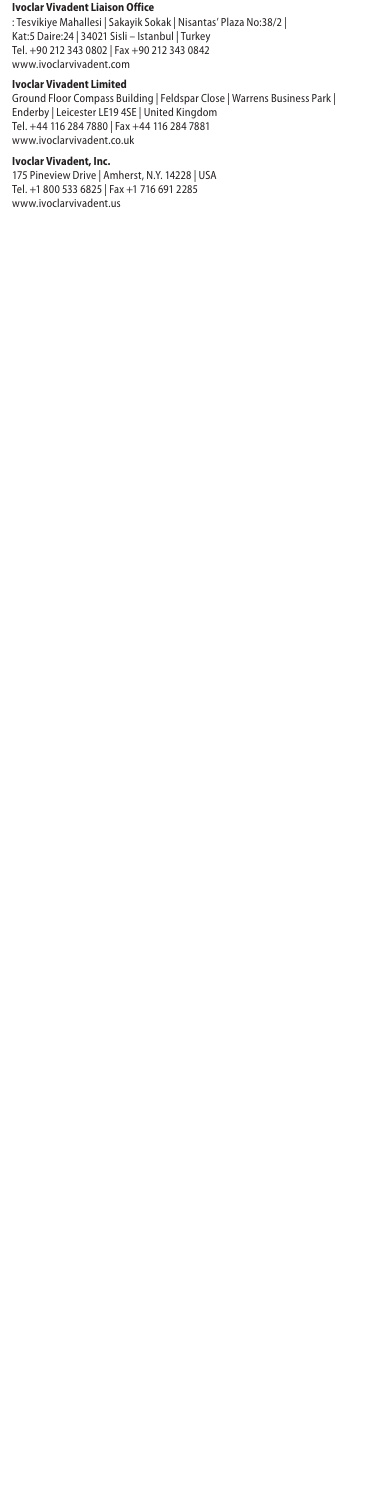**Ivoclar Vivadent Liaison Office**

: Tesvikiye Mahallesi | Sakayik Sokak | Nisantas' Plaza No:38/2 |
Kat:5 Daire:24 | 34021 Sisli – Istanbul | Turkey
Tel. +90 212 343 0802 | Fax +90 212 343 0842
www.ivoclarvivadent.com

**Ivoclar Vivadent Limited**

Ground Floor Compass Building | Feldspar Close | Warrens Business Park |
Enderby | Leicester LE19 4SE | United Kingdom
Tel. +44 116 284 7880 | Fax +44 116 284 7881
www.ivoclarvivadent.co.uk

**Ivoclar Vivadent, Inc.**

175 Pineview Drive | Amherst, N.Y. 14228 | USA
Tel. +1 800 533 6825 | Fax +1 716 691 2285
www.ivoclarvivadent.us